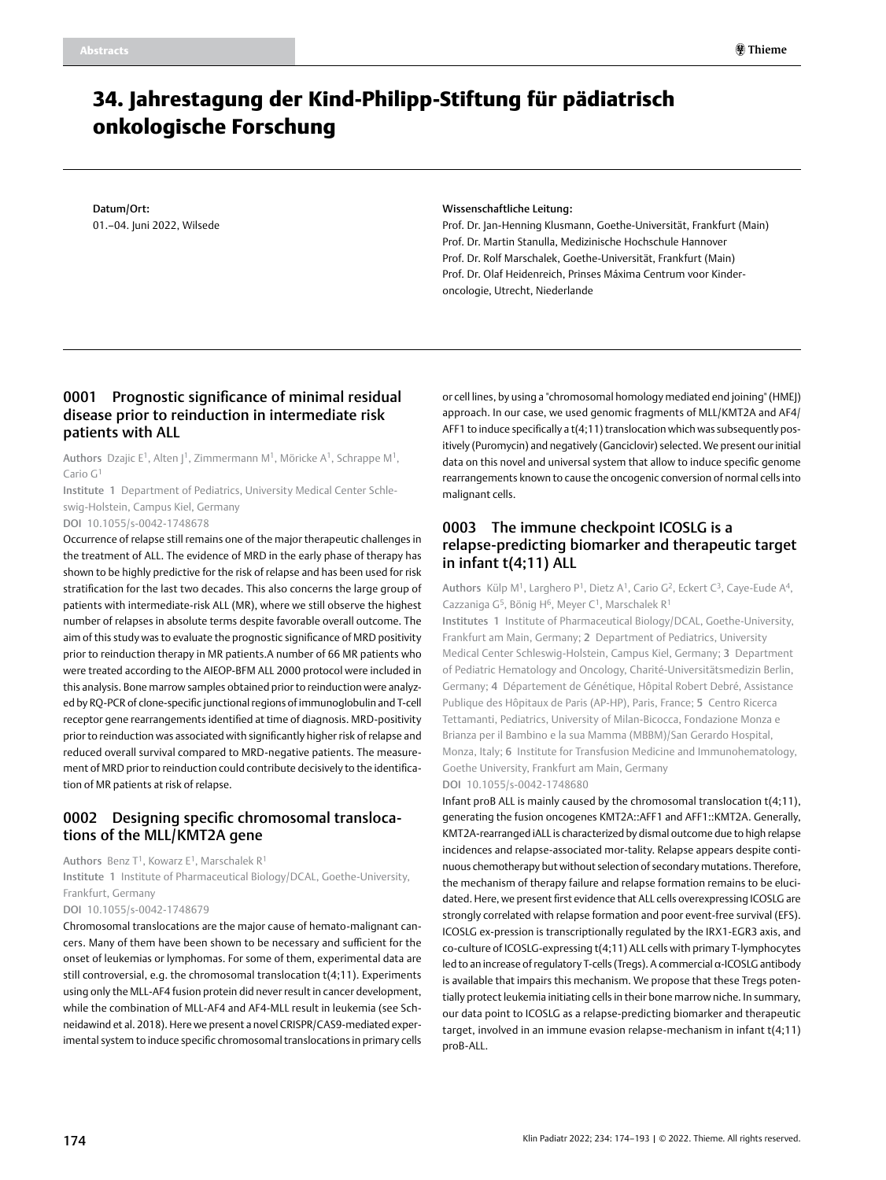# 34. Jahrestagung der Kind-Philipp-Stiftung für pädiatrisch onkologische Forschung

**Datum/Ort:**
01.–04. Juni 2022, Wilsede

**Wissenschaftliche Leitung:**
Prof. Dr. Jan-Henning Klusmann, Goethe-Universität, Frankfurt (Main)
Prof. Dr. Martin Stanulla, Medizinische Hochschule Hannover
Prof. Dr. Rolf Marschalek, Goethe-Universität, Frankfurt (Main)
Prof. Dr. Olaf Heidenreich, Prinses Máxima Centrum voor Kinderoncologie, Utrecht, Niederlande

## 0001 Prognostic significance of minimal residual disease prior to reinduction in intermediate risk patients with ALL

**Authors** Dzajic E[1], Alten J[1], Zimmermann M[1], Möricke A[1], Schrappe M[1], Cario G[1]

**Institute** 1 Department of Pediatrics, University Medical Center Schleswig-Holstein, Campus Kiel, Germany

**DOI** 10.1055/s-0042-1748678

Occurrence of relapse still remains one of the major therapeutic challenges in the treatment of ALL. The evidence of MRD in the early phase of therapy has shown to be highly predictive for the risk of relapse and has been used for risk stratification for the last two decades. This also concerns the large group of patients with intermediate-risk ALL (MR), where we still observe the highest number of relapses in absolute terms despite favorable overall outcome. The aim of this study was to evaluate the prognostic significance of MRD positivity prior to reinduction therapy in MR patients.A number of 66 MR patients who were treated according to the AIEOP-BFM ALL 2000 protocol were included in this analysis. Bone marrow samples obtained prior to reinduction were analyzed by RQ-PCR of clone-specific junctional regions of immunoglobulin and T-cell receptor gene rearrangements identified at time of diagnosis. MRD-positivity prior to reinduction was associated with significantly higher risk of relapse and reduced overall survival compared to MRD-negative patients. The measurement of MRD prior to reinduction could contribute decisively to the identification of MR patients at risk of relapse.

## 0002 Designing specific chromosomal translocations of the MLL/KMT2A gene

**Authors** Benz T[1], Kowarz E[1], Marschalek R[1]

**Institute** 1 Institute of Pharmaceutical Biology/DCAL, Goethe-University, Frankfurt, Germany

**DOI** 10.1055/s-0042-1748679

Chromosomal translocations are the major cause of hemato-malignant cancers. Many of them have been shown to be necessary and sufficient for the onset of leukemias or lymphomas. For some of them, experimental data are still controversial, e.g. the chromosomal translocation t(4;11). Experiments using only the MLL-AF4 fusion protein did never result in cancer development, while the combination of MLL-AF4 and AF4-MLL result in leukemia (see Schneidawind et al. 2018). Here we present a novel CRISPR/CAS9-mediated experimental system to induce specific chromosomal translocations in primary cells or cell lines, by using a "chromosomal homology mediated end joining" (HMEJ) approach. In our case, we used genomic fragments of MLL/KMT2A and AF4/AFF1 to induce specifically a t(4;11) translocation which was subsequently positively (Puromycin) and negatively (Ganciclovir) selected. We present our initial data on this novel and universal system that allow to induce specific genome rearrangements known to cause the oncogenic conversion of normal cells into malignant cells.

## 0003 The immune checkpoint ICOSLG is a relapse-predicting biomarker and therapeutic target in infant t(4;11) ALL

**Authors** Külp M[1], Larghero P[1], Dietz A[1], Cario G[2], Eckert C[3], Caye-Eude A[4], Cazzaniga G[5], Bönig H[6], Meyer C[1], Marschalek R[1]

**Institutes** 1 Institute of Pharmaceutical Biology/DCAL, Goethe-University, Frankfurt am Main, Germany; 2 Department of Pediatrics, University Medical Center Schleswig-Holstein, Campus Kiel, Germany; 3 Department of Pediatric Hematology and Oncology, Charité-Universitätsmedizin Berlin, Germany; 4 Département de Génétique, Hôpital Robert Debré, Assistance Publique des Hôpitaux de Paris (AP-HP), Paris, France; 5 Centro Ricerca Tettamanti, Pediatrics, University of Milan-Bicocca, Fondazione Monza e Brianza per il Bambino e la sua Mamma (MBBM)/San Gerardo Hospital, Monza, Italy; 6 Institute for Transfusion Medicine and Immunohematology, Goethe University, Frankfurt am Main, Germany

**DOI** 10.1055/s-0042-1748680

Infant proB ALL is mainly caused by the chromosomal translocation t(4;11), generating the fusion oncogenes KMT2A::AFF1 and AFF1::KMT2A. Generally, KMT2A-rearranged iALL is characterized by dismal outcome due to high relapse incidences and relapse-associated mor-tality. Relapse appears despite continuous chemotherapy but without selection of secondary mutations. Therefore, the mechanism of therapy failure and relapse formation remains to be elucidated. Here, we present first evidence that ALL cells overexpressing ICOSLG are strongly correlated with relapse formation and poor event-free survival (EFS). ICOSLG ex-pression is transcriptionally regulated by the IRX1-EGR3 axis, and co-culture of ICOSLG-expressing t(4;11) ALL cells with primary T-lymphocytes led to an increase of regulatory T-cells (Tregs). A commercial α-ICOSLG antibody is available that impairs this mechanism. We propose that these Tregs potentially protect leukemia initiating cells in their bone marrow niche. In summary, our data point to ICOSLG as a relapse-predicting biomarker and therapeutic target, involved in an immune evasion relapse-mechanism in infant t(4;11) proB-ALL.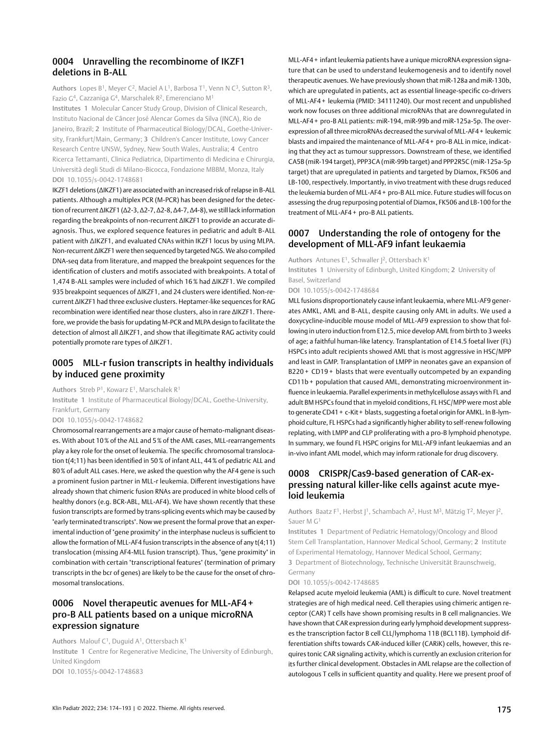## 0004 Unravelling the recombinome of IKZF1 deletions in B-ALL

**Authors** Lopes B[1], Meyer C[2], Maciel A L[1], Barbosa T[1], Venn N C[3], Sutton R[3], Fazio G[4], Cazzaniga G[4], Marschalek R[2], Emerenciano M[1]

**Institutes** 1 Molecular Cancer Study Group, Division of Clinical Research, Instituto Nacional de Câncer José Alencar Gomes da Silva (INCA), Rio de Janeiro, Brazil; 2 Institute of Pharmaceutical Biology/DCAL, Goethe-University, Frankfurt/Main, Germany; 3 Children's Cancer Institute, Lowy Cancer Research Centre UNSW, Sydney, New South Wales, Australia; 4 Centro Ricerca Tettamanti, Clinica Pediatrica, Dipartimento di Medicina e Chirurgia, Università degli Studi di Milano-Bicocca, Fondazione MBBM, Monza, Italy

**DOI** 10.1055/s-0042-1748681

IKZF1 deletions (ΔIKZF1) are associated with an increased risk of relapse in B-ALL patients. Although a multiplex PCR (M-PCR) has been designed for the detection of recurrent ΔIKZF1 (Δ2-3, Δ2-7, Δ2-8, Δ4-7, Δ4-8), we still lack information regarding the breakpoints of non-recurrent ΔIKZF1 to provide an accurate diagnosis. Thus, we explored sequence features in pediatric and adult B-ALL patient with ΔIKZF1, and evaluated CNAs within IKZF1 locus by using MLPA. Non-recurrent ΔIKZF1 were then sequenced by targeted NGS. We also compiled DNA-seq data from literature, and mapped the breakpoint sequences for the identification of clusters and motifs associated with breakpoints. A total of 1,474 B-ALL samples were included of which 16 % had ΔIKZF1. We compiled 935 breakpoint sequences of ΔIKZF1, and 24 clusters were identified. Non-recurrent ΔIKZF1 had three exclusive clusters. Heptamer-like sequences for RAG recombination were identified near those clusters, also in rare ΔIKZF1. Therefore, we provide the basis for updating M-PCR and MLPA design to facilitate the detection of almost all ΔIKZF1, and show that illegitimate RAG activity could potentially promote rare types of ΔIKZF1.

## 0005 MLL-r fusion transcripts in healthy individuals by induced gene proximity

**Authors** Streb P[1], Kowarz E[1], Marschalek R[1]

**Institute** 1 Institute of Pharmaceutical Biology/DCAL, Goethe-University, Frankfurt, Germany

**DOI** 10.1055/s-0042-1748682

Chromosomal rearrangements are a major cause of hemato-malignant diseases. With about 10 % of the ALL and 5 % of the AML cases, MLL-rearrangements play a key role for the onset of leukemia. The specific chromosomal translocation t(4;11) has been identified in 50 % of infant ALL, 44 % of pediatric ALL and 80 % of adult ALL cases. Here, we asked the question why the AF4 gene is such a prominent fusion partner in MLL-r leukemia. Different investigations have already shown that chimeric fusion RNAs are produced in white blood cells of healthy donors (e.g. BCR-ABL, MLL-AF4). We have shown recently that these fusion transcripts are formed by trans-splicing events which may be caused by "early terminated transcripts". Now we present the formal prove that an experimental induction of "gene proximity" in the interphase nucleus is sufficient to allow the formation of MLL-AF4 fusion transcripts in the absence of any t(4;11) translocation (missing AF4-MLL fusion transcript). Thus, "gene proximity" in combination with certain "transcriptional features" (termination of primary transcripts in the bcr of genes) are likely to be the cause for the onset of chromosomal translocations.

## 0006 Novel therapeutic avenues for MLL-AF4+ pro-B ALL patients based on a unique microRNA expression signature

**Authors** Malouf C[1], Duguid A[1], Ottersbach K[1]

**Institute** 1 Centre for Regenerative Medicine, The University of Edinburgh, United Kingdom

**DOI** 10.1055/s-0042-1748683

MLL-AF4+ infant leukemia patients have a unique microRNA expression signature that can be used to understand leukemogenesis and to identify novel therapeutic avenues. We have previously shown that miR-128a and miR-130b, which are upregulated in patients, act as essential lineage-specific co-drivers of MLL-AF4+ leukemia (PMID: 34111240). Our most recent and unpublished work now focuses on three additional microRNAs that are downregulated in MLL-AF4+ pro-B ALL patients: miR-194, miR-99b and miR-125a-5p. The overexpression of all three microRNAs decreased the survival of MLL-AF4+ leukemic blasts and impaired the maintenance of MLL-AF4+ pro-B ALL in mice, indicating that they act as tumour suppressors. Downstream of these, we identified CA5B (miR-194 target), PPP3CA (miR-99b target) and PPP2R5C (miR-125a-5p target) that are upregulated in patients and targeted by Diamox, FK506 and LB-100, respectively. Importantly, in vivo treatment with these drugs reduced the leukemia burden of MLL-AF4+ pro-B ALL mice. Future studies will focus on assessing the drug repurposing potential of Diamox, FK506 and LB-100 for the treatment of MLL-AF4+ pro-B ALL patients.

## 0007 Understanding the role of ontogeny for the development of MLL-AF9 infant leukaemia

**Authors** Antunes E[1], Schwaller J[2], Ottersbach K[1]

**Institutes** 1 University of Edinburgh, United Kingdom; 2 University of Basel, Switzerland

**DOI** 10.1055/s-0042-1748684

MLL fusions disproportionately cause infant leukaemia, where MLL-AF9 generates AMKL, AML and B-ALL, despite causing only AML in adults. We used a doxycycline-inducible mouse model of MLL-AF9 expression to show that following in utero induction from E12.5, mice develop AML from birth to 3 weeks of age; a faithful human-like latency. Transplantation of E14.5 foetal liver (FL) HSPCs into adult recipients showed AML that is most aggressive in HSC/MPP and least in GMP. Transplantation of LMPP in neonates gave an expansion of B220+ CD19+ blasts that were eventually outcompeted by an expanding CD11b+ population that caused AML, demonstrating microenvironment influence in leukaemia. Parallel experiments in methylcellulose assays with FL and adult BM HSPCs found that in myeloid conditions, FL HSC/MPP were most able to generate CD41+ c-Kit+ blasts, suggesting a foetal origin for AMKL. In B-lymphoid culture, FL HSPCs had a significantly higher ability to self-renew following replating, with LMPP and CLP proliferating with a pro-B lymphoid phenotype. In summary, we found FL HSPC origins for MLL-AF9 infant leukaemias and an in-vivo infant AML model, which may inform rationale for drug discovery.

## 0008 CRISPR/Cas9-based generation of CAR-expressing natural killer-like cells against acute myeloid leukemia

**Authors** Baatz F[1], Herbst J[1], Schambach A[2], Hust M[3], Mätzig T[2], Meyer J[2], Sauer M G[1]

**Institutes** 1 Department of Pediatric Hematology/Oncology and Blood Stem Cell Transplantation, Hannover Medical School, Germany; 2 Institute of Experimental Hematology, Hannover Medical School, Germany; 3 Department of Biotechnology, Technische Universität Braunschweig, Germany

**DOI** 10.1055/s-0042-1748685

Relapsed acute myeloid leukemia (AML) is difficult to cure. Novel treatment strategies are of high medical need. Cell therapies using chimeric antigen receptor (CAR) T cells have shown promising results in B cell malignancies. We have shown that CAR expression during early lymphoid development suppresses the transcription factor B cell CLL/lymphoma 11B (BCL11B). Lymphoid differentiation shifts towards CAR-induced killer (CARiK) cells, however, this requires tonic CAR signaling activity, which is currently an exclusion criterion for its further clinical development. Obstacles in AML relapse are the collection of autologous T cells in sufficient quantity and quality. Here we present proof of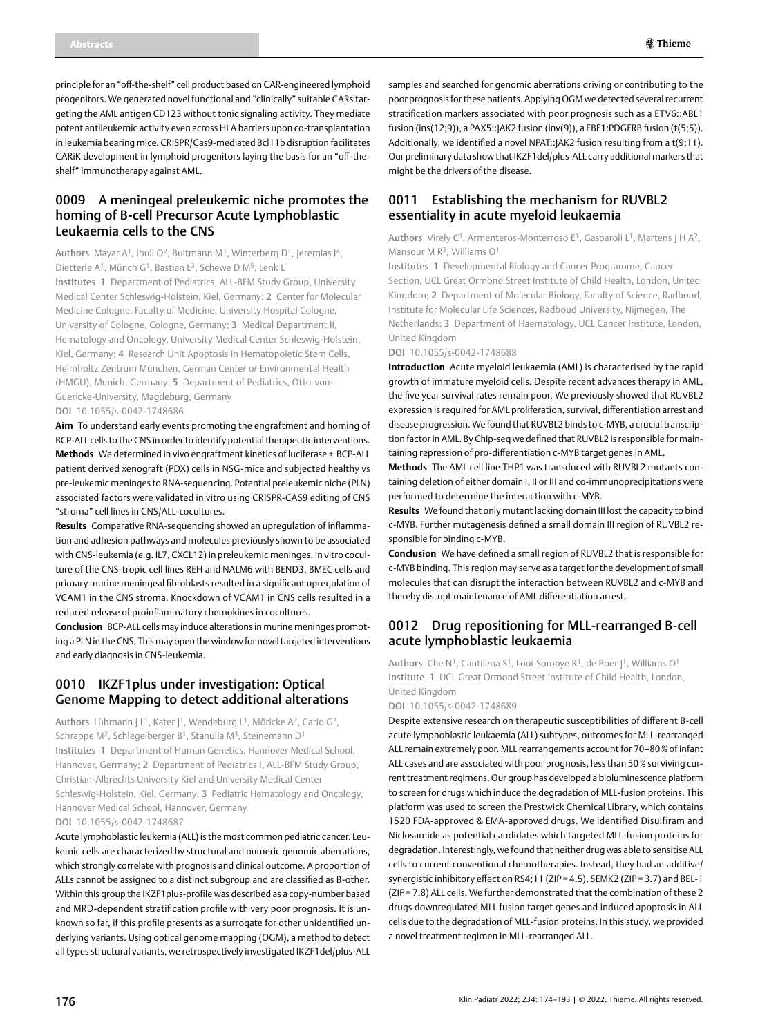principle for an "off-the-shelf" cell product based on CAR-engineered lymphoid progenitors. We generated novel functional and "clinically" suitable CARs targeting the AML antigen CD123 without tonic signaling activity. They mediate potent antileukemic activity even across HLA barriers upon co-transplantation in leukemia bearing mice. CRISPR/Cas9-mediated Bcl11b disruption facilitates CARiK development in lymphoid progenitors laying the basis for an "off-the-shelf" immunotherapy against AML.

## 0009 A meningeal preleukemic niche promotes the homing of B-cell Precursor Acute Lymphoblastic Leukaemia cells to the CNS

**Authors** Mayar A[1], Ibuli O[2], Bultmann M[3], Winterberg D[1], Jeremias I[4], Dietterle A[1], Münch G[1], Bastian L[3], Schewe D M[5], Lenk L[1]

**Institutes** 1 Department of Pediatrics, ALL-BFM Study Group, University Medical Center Schleswig-Holstein, Kiel, Germany; 2 Center for Molecular Medicine Cologne, Faculty of Medicine, University Hospital Cologne, University of Cologne, Cologne, Germany; 3 Medical Department II, Hematology and Oncology, University Medical Center Schleswig-Holstein, Kiel, Germany; 4 Research Unit Apoptosis in Hematopoietic Stem Cells, Helmholtz Zentrum München, German Center or Environmental Health (HMGU), Munich, Germany; 5 Department of Pediatrics, Otto-von-Guericke-University, Magdeburg, Germany

**DOI** 10.1055/s-0042-1748686

**Aim** To understand early events promoting the engraftment and homing of BCP-ALL cells to the CNS in order to identify potential therapeutic interventions.

**Methods** We determined in vivo engraftment kinetics of luciferase + BCP-ALL patient derived xenograft (PDX) cells in NSG-mice and subjected healthy vs pre-leukemic meninges to RNA-sequencing. Potential preleukemic niche (PLN) associated factors were validated in vitro using CRISPR-CAS9 editing of CNS "stroma" cell lines in CNS/ALL-cocultures.

**Results** Comparative RNA-sequencing showed an upregulation of inflammation and adhesion pathways and molecules previously shown to be associated with CNS-leukemia (e.g. IL7, CXCL12) in preleukemic meninges. In vitro coculture of the CNS-tropic cell lines REH and NALM6 with BEND3, BMEC cells and primary murine meningeal fibroblasts resulted in a significant upregulation of VCAM1 in the CNS stroma. Knockdown of VCAM1 in CNS cells resulted in a reduced release of proinflammatory chemokines in cocultures.

**Conclusion** BCP-ALL cells may induce alterations in murine meninges promoting a PLN in the CNS. This may open the window for novel targeted interventions and early diagnosis in CNS-leukemia.

## 0010 IKZF1plus under investigation: Optical Genome Mapping to detect additional alterations

**Authors** Lühmann J L[1], Kater J[1], Wendeburg L[1], Möricke A[2], Cario G[2], Schrappe M[2], Schlegelberger B[1], Stanulla M[3], Steinemann D[1]

**Institutes** 1 Department of Human Genetics, Hannover Medical School, Hannover, Germany; 2 Department of Pediatrics I, ALL-BFM Study Group, Christian-Albrechts University Kiel and University Medical Center Schleswig-Holstein, Kiel, Germany; 3 Pediatric Hematology and Oncology, Hannover Medical School, Hannover, Germany

**DOI** 10.1055/s-0042-1748687

Acute lymphoblastic leukemia (ALL) is the most common pediatric cancer. Leukemic cells are characterized by structural and numeric genomic aberrations, which strongly correlate with prognosis and clinical outcome. A proportion of ALLs cannot be assigned to a distinct subgroup and are classified as B-other. Within this group the IKZF1plus-profile was described as a copy-number based and MRD-dependent stratification profile with very poor prognosis. It is unknown so far, if this profile presents as a surrogate for other unidentified underlying variants. Using optical genome mapping (OGM), a method to detect all types structural variants, we retrospectively investigated IKZF1del/plus-ALL samples and searched for genomic aberrations driving or contributing to the poor prognosis for these patients. Applying OGM we detected several recurrent stratification markers associated with poor prognosis such as a ETV6::ABL1 fusion (ins(12;9)), a PAX5::JAK2 fusion (inv(9)), a EBF1:PDGFRB fusion (t(5;5)). Additionally, we identified a novel NPAT::JAK2 fusion resulting from a t(9;11). Our preliminary data show that IKZF1del/plus-ALL carry additional markers that might be the drivers of the disease.

## 0011 Establishing the mechanism for RUVBL2 essentiality in acute myeloid leukaemia

**Authors** Virely C[1], Armenteros-Monterroso E[1], Gasparoli L[1], Martens J H A[2], Mansour M R[3], Williams O[1]

**Institutes** 1 Developmental Biology and Cancer Programme, Cancer Section, UCL Great Ormond Street Institute of Child Health, London, United Kingdom; 2 Department of Molecular Biology, Faculty of Science, Radboud, Institute for Molecular Life Sciences, Radboud University, Nijmegen, The Netherlands; 3 Department of Haematology, UCL Cancer Institute, London, United Kingdom

**DOI** 10.1055/s-0042-1748688

**Introduction** Acute myeloid leukaemia (AML) is characterised by the rapid growth of immature myeloid cells. Despite recent advances therapy in AML, the five year survival rates remain poor. We previously showed that RUVBL2 expression is required for AML proliferation, survival, differentiation arrest and disease progression. We found that RUVBL2 binds to c-MYB, a crucial transcription factor in AML. By Chip-seq we defined that RUVBL2 is responsible for maintaining repression of pro-differentiation c-MYB target genes in AML.

**Methods** The AML cell line THP1 was transduced with RUVBL2 mutants containing deletion of either domain I, II or III and co-immunoprecipitations were performed to determine the interaction with c-MYB.

**Results** We found that only mutant lacking domain III lost the capacity to bind c-MYB. Further mutagenesis defined a small domain III region of RUVBL2 responsible for binding c-MYB.

**Conclusion** We have defined a small region of RUVBL2 that is responsible for c-MYB binding. This region may serve as a target for the development of small molecules that can disrupt the interaction between RUVBL2 and c-MYB and thereby disrupt maintenance of AML differentiation arrest.

## 0012 Drug repositioning for MLL-rearranged B-cell acute lymphoblastic leukaemia

**Authors** Che N[1], Cantilena S[1], Looi-Somoye R[1], de Boer J[1], Williams O[1]

**Institute** 1 UCL Great Ormond Street Institute of Child Health, London, United Kingdom

**DOI** 10.1055/s-0042-1748689

Despite extensive research on therapeutic susceptibilities of different B-cell acute lymphoblastic leukaemia (ALL) subtypes, outcomes for MLL-rearranged ALL remain extremely poor. MLL rearrangements account for 70–80 % of infant ALL cases and are associated with poor prognosis, less than 50 % surviving current treatment regimens. Our group has developed a bioluminescence platform to screen for drugs which induce the degradation of MLL-fusion proteins. This platform was used to screen the Prestwick Chemical Library, which contains 1520 FDA-approved & EMA-approved drugs. We identified Disulfiram and Niclosamide as potential candidates which targeted MLL-fusion proteins for degradation. Interestingly, we found that neither drug was able to sensitise ALL cells to current conventional chemotherapies. Instead, they had an additive/synergistic inhibitory effect on RS4;11 (ZIP = 4.5), SEMK2 (ZIP = 3.7) and BEL-1 (ZIP = 7.8) ALL cells. We further demonstrated that the combination of these 2 drugs downregulated MLL fusion target genes and induced apoptosis in ALL cells due to the degradation of MLL-fusion proteins. In this study, we provided a novel treatment regimen in MLL-rearranged ALL.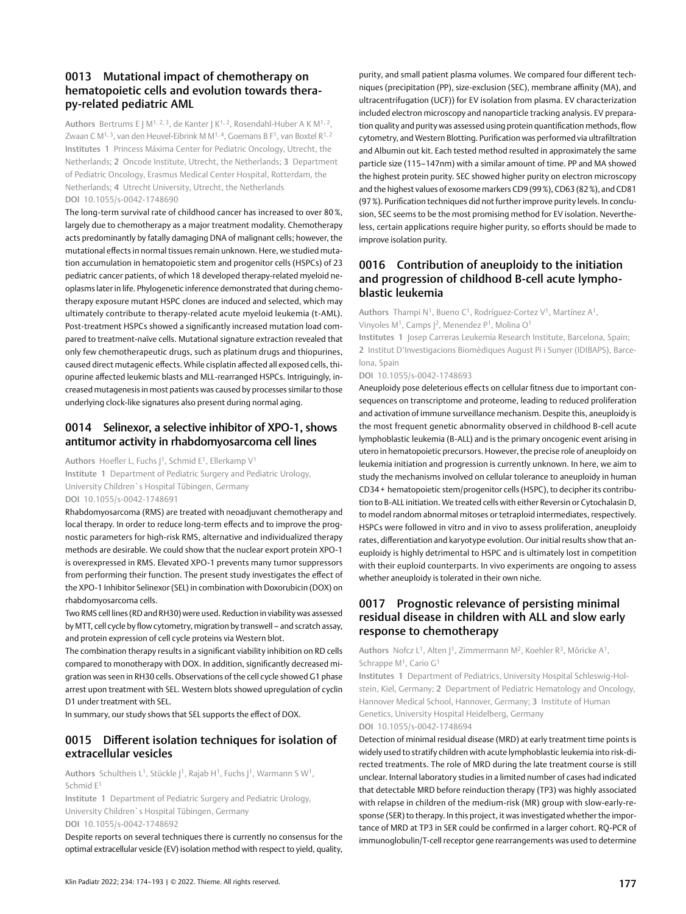## 0013 Mutational impact of chemotherapy on hematopoietic cells and evolution towards therapy-related pediatric AML

**Authors** Bertrums E J M[1, 2, 3], de Kanter J K[1, 2], Rosendahl-Huber A K M[1, 2], Zwaan C M[1, 3], van den Heuvel-Eibrink M M[1, 4], Goemans B F[1], van Boxtel R[1, 2]

**Institutes** 1 Princess Máxima Center for Pediatric Oncology, Utrecht, the Netherlands; 2 Oncode Institute, Utrecht, the Netherlands; 3 Department of Pediatric Oncology, Erasmus Medical Center Hospital, Rotterdam, the Netherlands; 4 Utrecht University, Utrecht, the Netherlands

**DOI** 10.1055/s-0042-1748690

The long-term survival rate of childhood cancer has increased to over 80 %, largely due to chemotherapy as a major treatment modality. Chemotherapy acts predominantly by fatally damaging DNA of malignant cells; however, the mutational effects in normal tissues remain unknown. Here, we studied mutation accumulation in hematopoietic stem and progenitor cells (HSPCs) of 23 pediatric cancer patients, of which 18 developed therapy-related myeloid neoplasms later in life. Phylogenetic inference demonstrated that during chemotherapy exposure mutant HSPC clones are induced and selected, which may ultimately contribute to therapy-related acute myeloid leukemia (t-AML). Post-treatment HSPCs showed a significantly increased mutation load compared to treatment-naïve cells. Mutational signature extraction revealed that only few chemotherapeutic drugs, such as platinum drugs and thiopurines, caused direct mutagenic effects. While cisplatin affected all exposed cells, thiopurine affected leukemic blasts and MLL-rearranged HSPCs. Intriguingly, increased mutagenesis in most patients was caused by processes similar to those underlying clock-like signatures also present during normal aging.

## 0014 Selinexor, a selective inhibitor of XPO-1, shows antitumor activity in rhabdomyosarcoma cell lines

**Authors** Hoefler L, Fuchs J[1], Schmid E[1], Ellerkamp V[1]

**Institute** 1 Department of Pediatric Surgery and Pediatric Urology, University Children`s Hospital Tübingen, Germany

**DOI** 10.1055/s-0042-1748691

Rhabdomyosarcoma (RMS) are treated with neoadjuvant chemotherapy and local therapy. In order to reduce long-term effects and to improve the prognostic parameters for high-risk RMS, alternative and individualized therapy methods are desirable. We could show that the nuclear export protein XPO-1 is overexpressed in RMS. Elevated XPO-1 prevents many tumor suppressors from performing their function. The present study investigates the effect of the XPO-1 Inhibitor Selinexor (SEL) in combination with Doxorubicin (DOX) on rhabdomyosarcoma cells.

Two RMS cell lines (RD and RH30) were used. Reduction in viability was assessed by MTT, cell cycle by flow cytometry, migration by transwell – and scratch assay, and protein expression of cell cycle proteins via Western blot.

The combination therapy results in a significant viability inhibition on RD cells compared to monotherapy with DOX. In addition, significantly decreased migration was seen in RH30 cells. Observations of the cell cycle showed G1 phase arrest upon treatment with SEL. Western blots showed upregulation of cyclin D1 under treatment with SEL.

In summary, our study shows that SEL supports the effect of DOX.

## 0015 Different isolation techniques for isolation of extracellular vesicles

**Authors** Schultheis L[1], Stückle J[1], Rajab H[1], Fuchs J[1], Warmann S W[1], Schmid E[1]

**Institute** 1 Department of Pediatric Surgery and Pediatric Urology, University Children`s Hospital Tübingen, Germany

**DOI** 10.1055/s-0042-1748692

Despite reports on several techniques there is currently no consensus for the optimal extracellular vesicle (EV) isolation method with respect to yield, quality, purity, and small patient plasma volumes. We compared four different techniques (precipitation (PP), size-exclusion (SEC), membrane affinity (MA), and ultracentrifugation (UCF)) for EV isolation from plasma. EV characterization included electron microscopy and nanoparticle tracking analysis. EV preparation quality and purity was assessed using protein quantification methods, flow cytometry, and Western Blotting. Purification was performed via ultrafiltration and Albumin out kit. Each tested method resulted in approximately the same particle size (115–147nm) with a similar amount of time. PP and MA showed the highest protein purity. SEC showed higher purity on electron microscopy and the highest values of exosome markers CD9 (99 %), CD63 (82 %), and CD81 (97 %). Purification techniques did not further improve purity levels. In conclusion, SEC seems to be the most promising method for EV isolation. Nevertheless, certain applications require higher purity, so efforts should be made to improve isolation purity.

## 0016 Contribution of aneuploidy to the initiation and progression of childhood B-cell acute lymphoblastic leukemia

**Authors** Thampi N[1], Bueno C[1], Rodríguez-Cortez V[1], Martínez A[1], Vinyoles M[1], Camps J[2], Menendez P[1], Molina O[1]

**Institutes** 1 Josep Carreras Leukemia Research Institute, Barcelona, Spain; 2 Institut D'Investigacions Biomèdiques August Pi i Sunyer (IDIBAPS), Barcelona, Spain

**DOI** 10.1055/s-0042-1748693

Aneuploidy pose deleterious effects on cellular fitness due to important consequences on transcriptome and proteome, leading to reduced proliferation and activation of immune surveillance mechanism. Despite this, aneuploidy is the most frequent genetic abnormality observed in childhood B-cell acute lymphoblastic leukemia (B-ALL) and is the primary oncogenic event arising in utero in hematopoietic precursors. However, the precise role of aneuploidy on leukemia initiation and progression is currently unknown. In here, we aim to study the mechanisms involved on cellular tolerance to aneuploidy in human CD34 + hematopoietic stem/progenitor cells (HSPC), to decipher its contribution to B-ALL initiation. We treated cells with either Reversin or Cytochalasin D, to model random abnormal mitoses or tetraploid intermediates, respectively. HSPCs were followed in vitro and in vivo to assess proliferation, aneuploidy rates, differentiation and karyotype evolution. Our initial results show that aneuploidy is highly detrimental to HSPC and is ultimately lost in competition with their euploid counterparts. In vivo experiments are ongoing to assess whether aneuploidy is tolerated in their own niche.

## 0017 Prognostic relevance of persisting minimal residual disease in children with ALL and slow early response to chemotherapy

**Authors** Nofcz L[1], Alten J[1], Zimmermann M[2], Koehler R[3], Möricke A[1], Schrappe M[1], Cario G[1]

**Institutes** 1 Department of Pediatrics, University Hospital Schleswig-Holstein, Kiel, Germany; 2 Department of Pediatric Hematology and Oncology, Hannover Medical School, Hannover, Germany; 3 Institute of Human Genetics, University Hospital Heidelberg, Germany

**DOI** 10.1055/s-0042-1748694

Detection of minimal residual disease (MRD) at early treatment time points is widely used to stratify children with acute lymphoblastic leukemia into risk-directed treatments. The role of MRD during the late treatment course is still unclear. Internal laboratory studies in a limited number of cases had indicated that detectable MRD before reinduction therapy (TP3) was highly associated with relapse in children of the medium-risk (MR) group with slow-early-response (SER) to therapy. In this project, it was investigated whether the importance of MRD at TP3 in SER could be confirmed in a larger cohort. RQ-PCR of immunoglobulin/T-cell receptor gene rearrangements was used to determine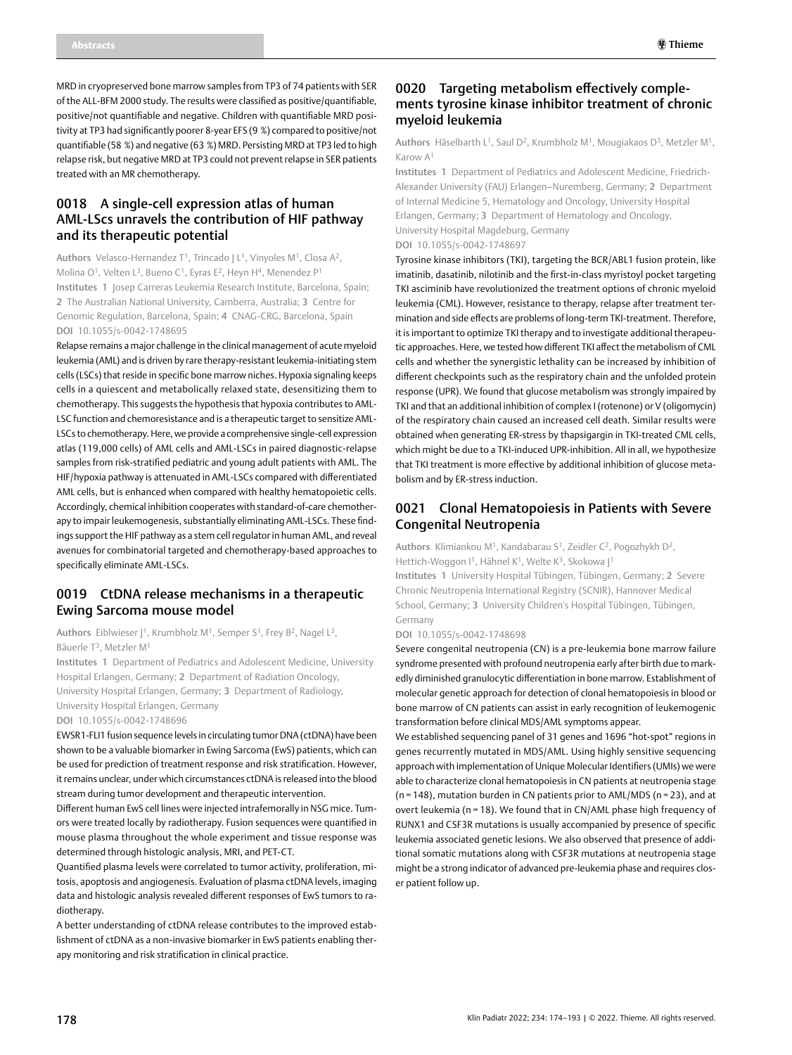MRD in cryopreserved bone marrow samples from TP3 of 74 patients with SER of the ALL-BFM 2000 study. The results were classified as positive/quantifiable, positive/not quantifiable and negative. Children with quantifiable MRD positivity at TP3 had significantly poorer 8-year EFS (9 %) compared to positive/not quantifiable (58 %) and negative (63 %) MRD. Persisting MRD at TP3 led to high relapse risk, but negative MRD at TP3 could not prevent relapse in SER patients treated with an MR chemotherapy.

## 0018 A single-cell expression atlas of human AML-LSCs unravels the contribution of HIF pathway and its therapeutic potential

**Authors** Velasco-Hernandez T[1], Trincado J L[1], Vinyoles M[1], Closa A[2], Molina O[1], Velten L[3], Bueno C[1], Eyras E[2], Heyn H[4], Menendez P[1]

**Institutes** 1 Josep Carreras Leukemia Research Institute, Barcelona, Spain; 2 The Australian National University, Camberra, Australia; 3 Centre for Genomic Regulation, Barcelona, Spain; 4 CNAG-CRG, Barcelona, Spain

**DOI** 10.1055/s-0042-1748695

Relapse remains a major challenge in the clinical management of acute myeloid leukemia (AML) and is driven by rare therapy-resistant leukemia-initiating stem cells (LSCs) that reside in specific bone marrow niches. Hypoxia signaling keeps cells in a quiescent and metabolically relaxed state, desensitizing them to chemotherapy. This suggests the hypothesis that hypoxia contributes to AML-LSC function and chemoresistance and is a therapeutic target to sensitize AML-LSCs to chemotherapy. Here, we provide a comprehensive single-cell expression atlas (119,000 cells) of AML cells and AML-LSCs in paired diagnostic-relapse samples from risk-stratified pediatric and young adult patients with AML. The HIF/hypoxia pathway is attenuated in AML-LSCs compared with differentiated AML cells, but is enhanced when compared with healthy hematopoietic cells. Accordingly, chemical inhibition cooperates with standard-of-care chemotherapy to impair leukemogenesis, substantially eliminating AML-LSCs. These findings support the HIF pathway as a stem cell regulator in human AML, and reveal avenues for combinatorial targeted and chemotherapy-based approaches to specifically eliminate AML-LSCs.

## 0019 CtDNA release mechanisms in a therapeutic Ewing Sarcoma mouse model

**Authors** Eiblwieser J[1], Krumbholz M[1], Semper S[1], Frey B[2], Nagel L[3], Bäuerle T[3], Metzler M[1]

**Institutes** 1 Department of Pediatrics and Adolescent Medicine, University Hospital Erlangen, Germany; 2 Department of Radiation Oncology, University Hospital Erlangen, Germany; 3 Department of Radiology, University Hospital Erlangen, Germany

**DOI** 10.1055/s-0042-1748696

EWSR1-FLI1 fusion sequence levels in circulating tumor DNA (ctDNA) have been shown to be a valuable biomarker in Ewing Sarcoma (EwS) patients, which can be used for prediction of treatment response and risk stratification. However, it remains unclear, under which circumstances ctDNA is released into the blood stream during tumor development and therapeutic intervention.

Different human EwS cell lines were injected intrafemorally in NSG mice. Tumors were treated locally by radiotherapy. Fusion sequences were quantified in mouse plasma throughout the whole experiment and tissue response was determined through histologic analysis, MRI, and PET-CT.

Quantified plasma levels were correlated to tumor activity, proliferation, mitosis, apoptosis and angiogenesis. Evaluation of plasma ctDNA levels, imaging data and histologic analysis revealed different responses of EwS tumors to radiotherapy.

A better understanding of ctDNA release contributes to the improved establishment of ctDNA as a non-invasive biomarker in EwS patients enabling therapy monitoring and risk stratification in clinical practice.

## 0020 Targeting metabolism effectively complements tyrosine kinase inhibitor treatment of chronic myeloid leukemia

**Authors** Häselbarth L[1], Saul D[2], Krumbholz M[1], Mougiakaos D[3], Metzler M[1], Karow A[1]

**Institutes** 1 Department of Pediatrics and Adolescent Medicine, Friedrich-Alexander University (FAU) Erlangen–Nuremberg, Germany; 2 Department of Internal Medicine 5, Hematology and Oncology, University Hospital Erlangen, Germany; 3 Department of Hematology and Oncology, University Hospital Magdeburg, Germany

**DOI** 10.1055/s-0042-1748697

Tyrosine kinase inhibitors (TKI), targeting the BCR/ABL1 fusion protein, like imatinib, dasatinib, nilotinib and the first-in-class myristoyl pocket targeting TKI asciminib have revolutionized the treatment options of chronic myeloid leukemia (CML). However, resistance to therapy, relapse after treatment termination and side effects are problems of long-term TKI-treatment. Therefore, it is important to optimize TKI therapy and to investigate additional therapeutic approaches. Here, we tested how different TKI affect the metabolism of CML cells and whether the synergistic lethality can be increased by inhibition of different checkpoints such as the respiratory chain and the unfolded protein response (UPR). We found that glucose metabolism was strongly impaired by TKI and that an additional inhibition of complex I (rotenone) or V (oligomycin) of the respiratory chain caused an increased cell death. Similar results were obtained when generating ER-stress by thapsigargin in TKI-treated CML cells, which might be due to a TKI-induced UPR-inhibition. All in all, we hypothesize that TKI treatment is more effective by additional inhibition of glucose metabolism and by ER-stress induction.

## 0021 Clonal Hematopoiesis in Patients with Severe Congenital Neutropenia

**Authors** Klimiankou M[1], Kandabarau S[1], Zeidler C[2], Pogozhykh D[2], Hettich-Woggon I[1], Hähnel K[1], Welte K[3], Skokowa J[1]

**Institutes** 1 University Hospital Tübingen, Tübingen, Germany; 2 Severe Chronic Neutropenia International Registry (SCNIR), Hannover Medical School, Germany; 3 University Children's Hospital Tübingen, Tübingen, Germany

**DOI** 10.1055/s-0042-1748698

Severe congenital neutropenia (CN) is a pre-leukemia bone marrow failure syndrome presented with profound neutropenia early after birth due to markedly diminished granulocytic differentiation in bone marrow. Establishment of molecular genetic approach for detection of clonal hematopoiesis in blood or bone marrow of CN patients can assist in early recognition of leukemogenic transformation before clinical MDS/AML symptoms appear.

We established sequencing panel of 31 genes and 1696 "hot-spot" regions in genes recurrently mutated in MDS/AML. Using highly sensitive sequencing approach with implementation of Unique Molecular Identifiers (UMIs) we were able to characterize clonal hematopoiesis in CN patients at neutropenia stage (n = 148), mutation burden in CN patients prior to AML/MDS (n = 23), and at overt leukemia (n = 18). We found that in CN/AML phase high frequency of RUNX1 and CSF3R mutations is usually accompanied by presence of specific leukemia associated genetic lesions. We also observed that presence of additional somatic mutations along with CSF3R mutations at neutropenia stage might be a strong indicator of advanced pre-leukemia phase and requires closer patient follow up.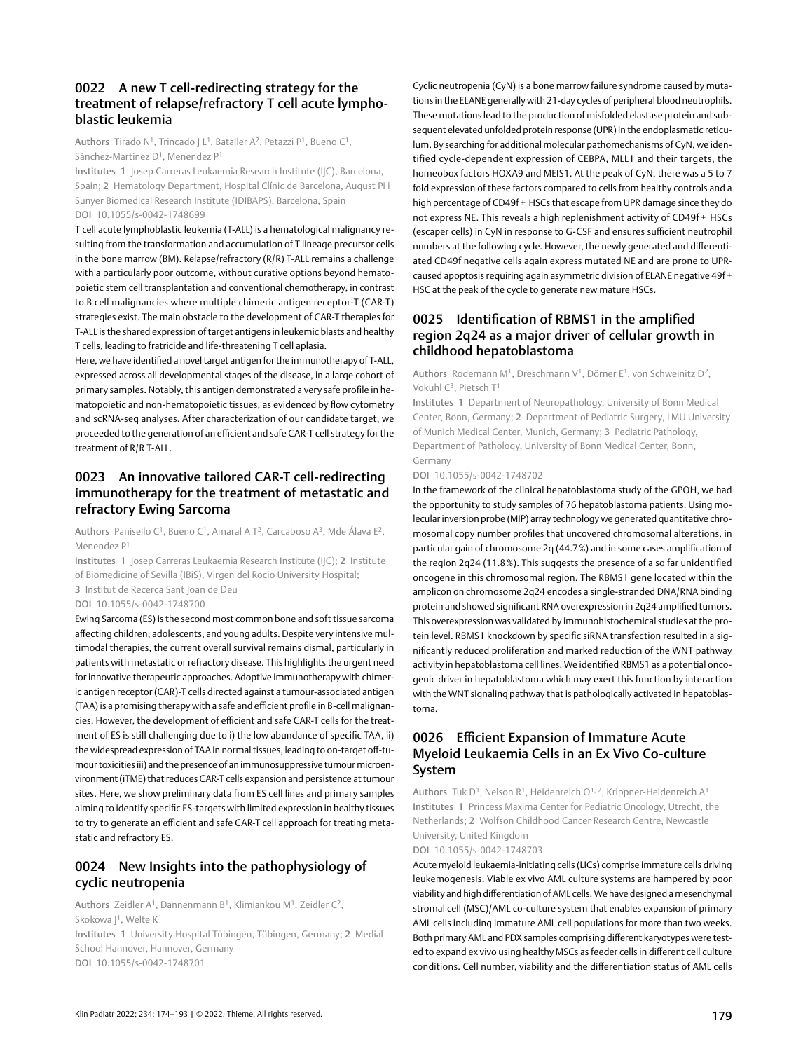## 0022 A new T cell-redirecting strategy for the treatment of relapse/refractory T cell acute lymphoblastic leukemia

**Authors** Tirado N[1], Trincado J L[1], Bataller A[2], Petazzi P[1], Bueno C[1], Sánchez-Martínez D[1], Menendez P[1]

**Institutes** 1 Josep Carreras Leukaemia Research Institute (IJC), Barcelona, Spain; 2 Hematology Department, Hospital Clínic de Barcelona, August Pi i Sunyer Biomedical Research Institute (IDIBAPS), Barcelona, Spain

**DOI** 10.1055/s-0042-1748699

T cell acute lymphoblastic leukemia (T-ALL) is a hematological malignancy resulting from the transformation and accumulation of T lineage precursor cells in the bone marrow (BM). Relapse/refractory (R/R) T-ALL remains a challenge with a particularly poor outcome, without curative options beyond hematopoietic stem cell transplantation and conventional chemotherapy, in contrast to B cell malignancies where multiple chimeric antigen receptor-T (CAR-T) strategies exist. The main obstacle to the development of CAR-T therapies for T-ALL is the shared expression of target antigens in leukemic blasts and healthy T cells, leading to fratricide and life-threatening T cell aplasia.

Here, we have identified a novel target antigen for the immunotherapy of T-ALL, expressed across all developmental stages of the disease, in a large cohort of primary samples. Notably, this antigen demonstrated a very safe profile in hematopoietic and non-hematopoietic tissues, as evidenced by flow cytometry and scRNA-seq analyses. After characterization of our candidate target, we proceeded to the generation of an efficient and safe CAR-T cell strategy for the treatment of R/R T-ALL.

## 0023 An innovative tailored CAR-T cell-redirecting immunotherapy for the treatment of metastatic and refractory Ewing Sarcoma

**Authors** Panisello C[1], Bueno C[1], Amaral A T[2], Carcaboso A[3], Mde Álava E[2], Menendez P[1]

**Institutes** 1 Josep Carreras Leukaemia Research Institute (IJC); 2 Institute of Biomedicine of Sevilla (IBiS), Virgen del Rocio University Hospital; 3 Institut de Recerca Sant Joan de Deu

**DOI** 10.1055/s-0042-1748700

Ewing Sarcoma (ES) is the second most common bone and soft tissue sarcoma affecting children, adolescents, and young adults. Despite very intensive multimodal therapies, the current overall survival remains dismal, particularly in patients with metastatic or refractory disease. This highlights the urgent need for innovative therapeutic approaches. Adoptive immunotherapy with chimeric antigen receptor (CAR)-T cells directed against a tumour-associated antigen (TAA) is a promising therapy with a safe and efficient profile in B-cell malignancies. However, the development of efficient and safe CAR-T cells for the treatment of ES is still challenging due to i) the low abundance of specific TAA, ii) the widespread expression of TAA in normal tissues, leading to on-target off-tumour toxicities iii) and the presence of an immunosuppressive tumour microenvironment (iTME) that reduces CAR-T cells expansion and persistence at tumour sites. Here, we show preliminary data from ES cell lines and primary samples aiming to identify specific ES-targets with limited expression in healthy tissues to try to generate an efficient and safe CAR-T cell approach for treating metastatic and refractory ES.

## 0024 New Insights into the pathophysiology of cyclic neutropenia

**Authors** Zeidler A[1], Dannenmann B[1], Klimiankou M[1], Zeidler C[2], Skokowa J[1], Welte K[1]

**Institutes** 1 University Hospital Tübingen, Tübingen, Germany; 2 Medial School Hannover, Hannover, Germany

**DOI** 10.1055/s-0042-1748701

Cyclic neutropenia (CyN) is a bone marrow failure syndrome caused by mutations in the ELANE generally with 21-day cycles of peripheral blood neutrophils. These mutations lead to the production of misfolded elastase protein and subsequent elevated unfolded protein response (UPR) in the endoplasmatic reticulum. By searching for additional molecular pathomechanisms of CyN, we identified cycle-dependent expression of CEBPA, MLL1 and their targets, the homeobox factors HOXA9 and MEIS1. At the peak of CyN, there was a 5 to 7 fold expression of these factors compared to cells from healthy controls and a high percentage of CD49f + HSCs that escape from UPR damage since they do not express NE. This reveals a high replenishment activity of CD49f + HSCs (escaper cells) in CyN in response to G-CSF and ensures sufficient neutrophil numbers at the following cycle. However, the newly generated and differentiated CD49f negative cells again express mutated NE and are prone to UPR-caused apoptosis requiring again asymmetric division of ELANE negative 49f + HSC at the peak of the cycle to generate new mature HSCs.

## 0025 Identification of RBMS1 in the amplified region 2q24 as a major driver of cellular growth in childhood hepatoblastoma

**Authors** Rodemann M[1], Dreschmann V[1], Dörner E[1], von Schweinitz D[2], Vokuhl C[3], Pietsch T[1]

**Institutes** 1 Department of Neuropathology, University of Bonn Medical Center, Bonn, Germany; 2 Department of Pediatric Surgery, LMU University of Munich Medical Center, Munich, Germany; 3 Pediatric Pathology, Department of Pathology, University of Bonn Medical Center, Bonn, Germany

**DOI** 10.1055/s-0042-1748702

In the framework of the clinical hepatoblastoma study of the GPOH, we had the opportunity to study samples of 76 hepatoblastoma patients. Using molecular inversion probe (MIP) array technology we generated quantitative chromosomal copy number profiles that uncovered chromosomal alterations, in particular gain of chromosome 2q (44.7 %) and in some cases amplification of the region 2q24 (11.8 %). This suggests the presence of a so far unidentified oncogene in this chromosomal region. The RBMS1 gene located within the amplicon on chromosome 2q24 encodes a single-stranded DNA/RNA binding protein and showed significant RNA overexpression in 2q24 amplified tumors. This overexpression was validated by immunohistochemical studies at the protein level. RBMS1 knockdown by specific siRNA transfection resulted in a significantly reduced proliferation and marked reduction of the WNT pathway activity in hepatoblastoma cell lines. We identified RBMS1 as a potential oncogenic driver in hepatoblastoma which may exert this function by interaction with the WNT signaling pathway that is pathologically activated in hepatoblastoma.

## 0026 Efficient Expansion of Immature Acute Myeloid Leukaemia Cells in an Ex Vivo Co-culture System

**Authors** Tuk D[1], Nelson R[1], Heidenreich O[1,2], Krippner-Heidenreich A[1]

**Institutes** 1 Princess Maxima Center for Pediatric Oncology, Utrecht, the Netherlands; 2 Wolfson Childhood Cancer Research Centre, Newcastle University, United Kingdom

**DOI** 10.1055/s-0042-1748703

Acute myeloid leukaemia-initiating cells (LICs) comprise immature cells driving leukemogenesis. Viable ex vivo AML culture systems are hampered by poor viability and high differentiation of AML cells. We have designed a mesenchymal stromal cell (MSC)/AML co-culture system that enables expansion of primary AML cells including immature AML cell populations for more than two weeks. Both primary AML and PDX samples comprising different karyotypes were tested to expand ex vivo using healthy MSCs as feeder cells in different cell culture conditions. Cell number, viability and the differentiation status of AML cells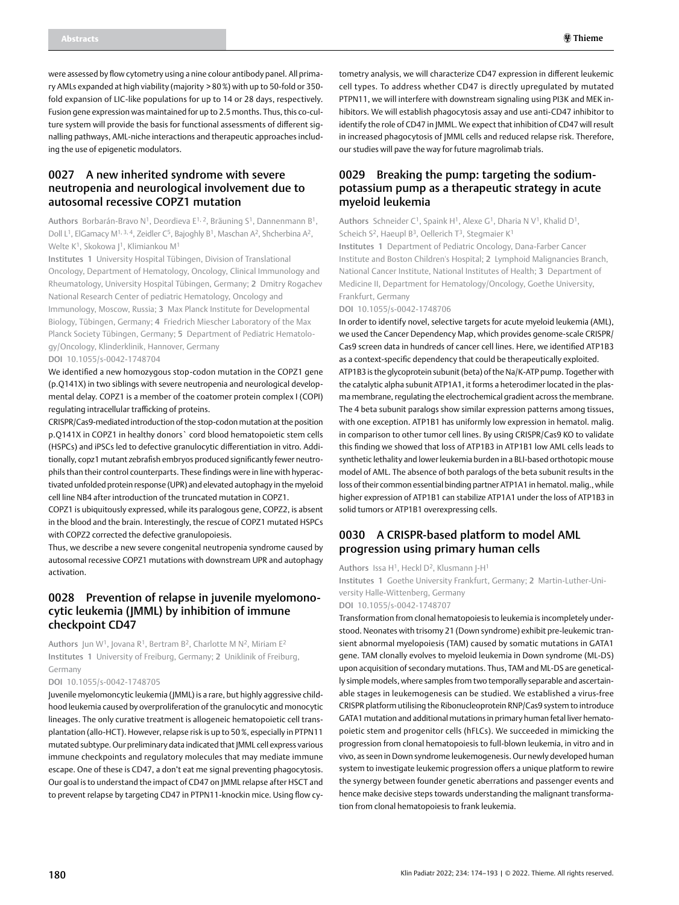were assessed by flow cytometry using a nine colour antibody panel. All primary AMLs expanded at high viability (majority > 80 %) with up to 50-fold or 350-fold expansion of LIC-like populations for up to 14 or 28 days, respectively. Fusion gene expression was maintained for up to 2.5 months. Thus, this co-culture system will provide the basis for functional assessments of different signalling pathways, AML-niche interactions and therapeutic approaches including the use of epigenetic modulators.

## 0027 A new inherited syndrome with severe neutropenia and neurological involvement due to autosomal recessive COPZ1 mutation

**Authors** Borbarán-Bravo N[1], Deordieva E[1, 2], Bräuning S[1], Dannenmann B[1], Doll L[1], ElGamacy M[1, 3, 4], Zeidler C[5], Bajoghly B[1], Maschan A[2], Shcherbina A[2], Welte K[1], Skokowa J[1], Klimiankou M[1]

**Institutes** 1 University Hospital Tübingen, Division of Translational Oncology, Department of Hematology, Oncology, Clinical Immunology and Rheumatology, University Hospital Tübingen, Germany; 2 Dmitry Rogachev National Research Center of pediatric Hematology, Oncology and Immunology, Moscow, Russia; 3 Max Planck Institute for Developmental Biology, Tübingen, Germany; 4 Friedrich Miescher Laboratory of the Max Planck Society Tübingen, Germany; 5 Department of Pediatric Hematology/Oncology, Klinderklinik, Hannover, Germany

**DOI** 10.1055/s-0042-1748704

We identified a new homozygous stop-codon mutation in the COPZ1 gene (p.Q141X) in two siblings with severe neutropenia and neurological developmental delay. COPZ1 is a member of the coatomer protein complex I (COPI) regulating intracellular trafficking of proteins.

CRISPR/Cas9-mediated introduction of the stop-codon mutation at the position p.Q141X in COPZ1 in healthy donors` cord blood hematopoietic stem cells (HSPCs) and iPSCs led to defective granulocytic differentiation in vitro. Additionally, copz1 mutant zebrafish embryos produced significantly fewer neutrophils than their control counterparts. These findings were in line with hyperactivated unfolded protein response (UPR) and elevated autophagy in the myeloid cell line NB4 after introduction of the truncated mutation in COPZ1.

COPZ1 is ubiquitously expressed, while its paralogous gene, COPZ2, is absent in the blood and the brain. Interestingly, the rescue of COPZ1 mutated HSPCs with COPZ2 corrected the defective granulopoiesis.

Thus, we describe a new severe congenital neutropenia syndrome caused by autosomal recessive COPZ1 mutations with downstream UPR and autophagy activation.

## 0028 Prevention of relapse in juvenile myelomonocytic leukemia (JMML) by inhibition of immune checkpoint CD47

**Authors** Jun W[1], Jovana R[1], Bertram B[2], Charlotte M N[2], Miriam E[2]

**Institutes** 1 University of Freiburg, Germany; 2 Uniklinik of Freiburg, Germany

**DOI** 10.1055/s-0042-1748705

Juvenile myelomoncytic leukemia (JMML) is a rare, but highly aggressive childhood leukemia caused by overproliferation of the granulocytic and monocytic lineages. The only curative treatment is allogeneic hematopoietic cell transplantation (allo-HCT). However, relapse risk is up to 50 %, especially in PTPN11 mutated subtype. Our preliminary data indicated that JMML cell express various immune checkpoints and regulatory molecules that may mediate immune escape. One of these is CD47, a don't eat me signal preventing phagocytosis. Our goal is to understand the impact of CD47 on JMML relapse after HSCT and to prevent relapse by targeting CD47 in PTPN11-knockin mice. Using flow cytometry analysis, we will characterize CD47 expression in different leukemic cell types. To address whether CD47 is directly upregulated by mutated PTPN11, we will interfere with downstream signaling using PI3K and MEK inhibitors. We will establish phagocytosis assay and use anti-CD47 inhibitor to identify the role of CD47 in JMML. We expect that inhibition of CD47 will result in increased phagocytosis of JMML cells and reduced relapse risk. Therefore, our studies will pave the way for future magrolimab trials.

## 0029 Breaking the pump: targeting the sodium-potassium pump as a therapeutic strategy in acute myeloid leukemia

**Authors** Schneider C[1], Spaink H[1], Alexe G[1], Dharia N V[1], Khalid D[1], Scheich S[2], Haeupl B[3], Oellerich T[3], Stegmaier K[1]

**Institutes** 1 Department of Pediatric Oncology, Dana-Farber Cancer Institute and Boston Children's Hospital; 2 Lymphoid Malignancies Branch, National Cancer Institute, National Institutes of Health; 3 Department of Medicine II, Department for Hematology/Oncology, Goethe University, Frankfurt, Germany

**DOI** 10.1055/s-0042-1748706

In order to identify novel, selective targets for acute myeloid leukemia (AML), we used the Cancer Dependency Map, which provides genome-scale CRISPR/Cas9 screen data in hundreds of cancer cell lines. Here, we identified ATP1B3 as a context-specific dependency that could be therapeutically exploited.

ATP1B3 is the glycoprotein subunit (beta) of the Na/K-ATP pump. Together with the catalytic alpha subunit ATP1A1, it forms a heterodimer located in the plasma membrane, regulating the electrochemical gradient across the membrane. The 4 beta subunit paralogs show similar expression patterns among tissues, with one exception. ATP1B1 has uniformly low expression in hematol. malig. in comparison to other tumor cell lines. By using CRISPR/Cas9 KO to validate this finding we showed that loss of ATP1B3 in ATP1B1 low AML cells leads to synthetic lethality and lower leukemia burden in a BLI-based orthotopic mouse model of AML. The absence of both paralogs of the beta subunit results in the loss of their common essential binding partner ATP1A1 in hematol. malig., while higher expression of ATP1B1 can stabilize ATP1A1 under the loss of ATP1B3 in solid tumors or ATP1B1 overexpressing cells.

## 0030 A CRISPR-based platform to model AML progression using primary human cells

**Authors** Issa H[1], Heckl D[2], Klusmann J-H[1]

**Institutes** 1 Goethe University Frankfurt, Germany; 2 Martin-Luther-University Halle-Wittenberg, Germany

**DOI** 10.1055/s-0042-1748707

Transformation from clonal hematopoiesis to leukemia is incompletely understood. Neonates with trisomy 21 (Down syndrome) exhibit pre-leukemic transient abnormal myelopoiesis (TAM) caused by somatic mutations in GATA1 gene. TAM clonally evolves to myeloid leukemia in Down syndrome (ML-DS) upon acquisition of secondary mutations. Thus, TAM and ML-DS are genetically simple models, where samples from two temporally separable and ascertainable stages in leukemogenesis can be studied. We established a virus-free CRISPR platform utilising the Ribonucleoprotein RNP/Cas9 system to introduce GATA1 mutation and additional mutations in primary human fetal liver hematopoietic stem and progenitor cells (hFLCs). We succeeded in mimicking the progression from clonal hematopoiesis to full-blown leukemia, in vitro and in vivo, as seen in Down syndrome leukemogenesis. Our newly developed human system to investigate leukemic progression offers a unique platform to rewire the synergy between founder genetic aberrations and passenger events and hence make decisive steps towards understanding the malignant transformation from clonal hematopoiesis to frank leukemia.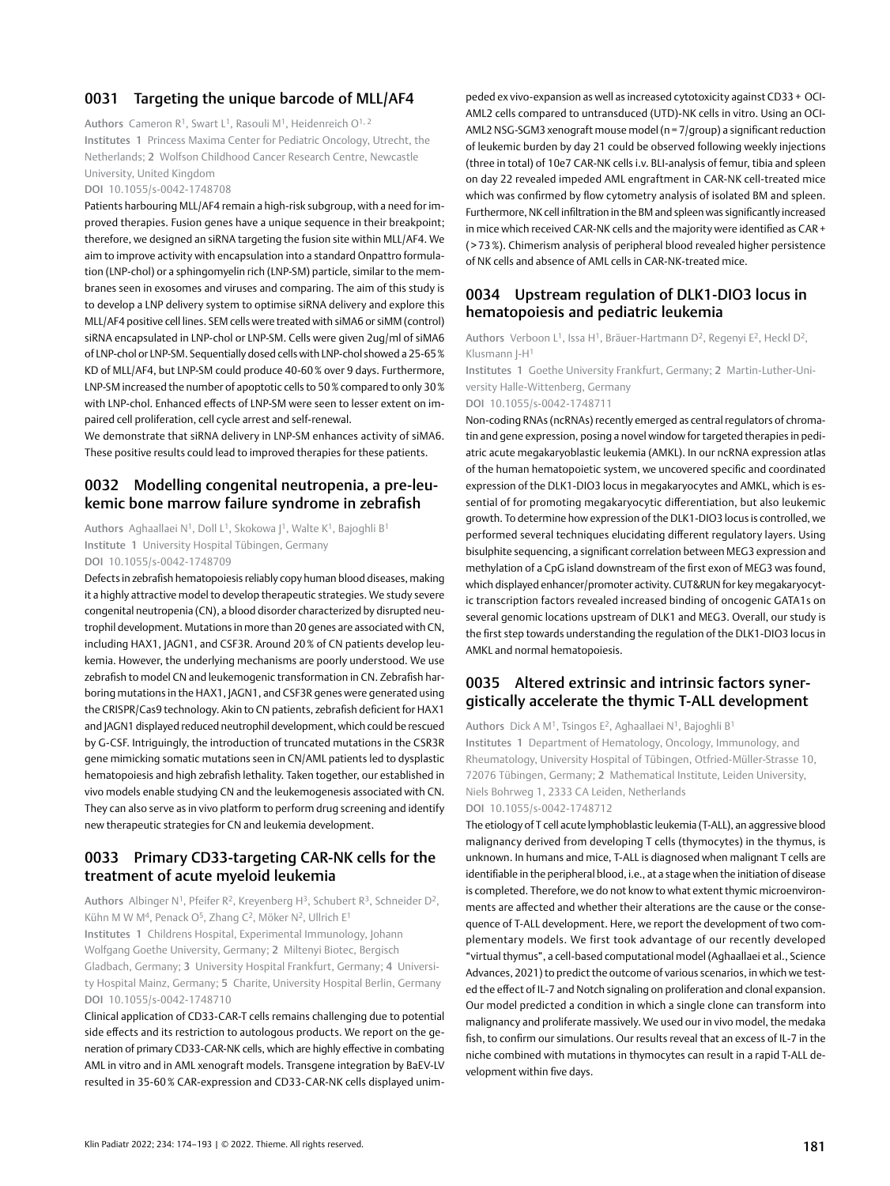## 0031 Targeting the unique barcode of MLL/AF4

**Authors** Cameron R[1], Swart L[1], Rasouli M[1], Heidenreich O[1, 2]

**Institutes** 1 Princess Maxima Center for Pediatric Oncology, Utrecht, the Netherlands; 2 Wolfson Childhood Cancer Research Centre, Newcastle University, United Kingdom

**DOI** 10.1055/s-0042-1748708

Patients harbouring MLL/AF4 remain a high-risk subgroup, with a need for improved therapies. Fusion genes have a unique sequence in their breakpoint; therefore, we designed an siRNA targeting the fusion site within MLL/AF4. We aim to improve activity with encapsulation into a standard Onpattro formulation (LNP-chol) or a sphingomyelin rich (LNP-SM) particle, similar to the membranes seen in exosomes and viruses and comparing. The aim of this study is to develop a LNP delivery system to optimise siRNA delivery and explore this MLL/AF4 positive cell lines. SEM cells were treated with siMA6 or siMM (control) siRNA encapsulated in LNP-chol or LNP-SM. Cells were given 2ug/ml of siMA6 of LNP-chol or LNP-SM. Sequentially dosed cells with LNP-chol showed a 25-65 % KD of MLL/AF4, but LNP-SM could produce 40-60 % over 9 days. Furthermore, LNP-SM increased the number of apoptotic cells to 50 % compared to only 30 % with LNP-chol. Enhanced effects of LNP-SM were seen to lesser extent on impaired cell proliferation, cell cycle arrest and self-renewal.

We demonstrate that siRNA delivery in LNP-SM enhances activity of siMA6. These positive results could lead to improved therapies for these patients.

## 0032 Modelling congenital neutropenia, a pre-leukemic bone marrow failure syndrome in zebrafish

**Authors** Aghaallaei N[1], Doll L[1], Skokowa J[1], Walte K[1], Bajoghli B[1]

**Institute** 1 University Hospital Tübingen, Germany

**DOI** 10.1055/s-0042-1748709

Defects in zebrafish hematopoiesis reliably copy human blood diseases, making it a highly attractive model to develop therapeutic strategies. We study severe congenital neutropenia (CN), a blood disorder characterized by disrupted neutrophil development. Mutations in more than 20 genes are associated with CN, including HAX1, JAGN1, and CSF3R. Around 20 % of CN patients develop leukemia. However, the underlying mechanisms are poorly understood. We use zebrafish to model CN and leukemogenic transformation in CN. Zebrafish harboring mutations in the HAX1, JAGN1, and CSF3R genes were generated using the CRISPR/Cas9 technology. Akin to CN patients, zebrafish deficient for HAX1 and JAGN1 displayed reduced neutrophil development, which could be rescued by G-CSF. Intriguingly, the introduction of truncated mutations in the CSR3R gene mimicking somatic mutations seen in CN/AML patients led to dysplastic hematopoiesis and high zebrafish lethality. Taken together, our established in vivo models enable studying CN and the leukemogenesis associated with CN. They can also serve as in vivo platform to perform drug screening and identify new therapeutic strategies for CN and leukemia development.

## 0033 Primary CD33-targeting CAR-NK cells for the treatment of acute myeloid leukemia

**Authors** Albinger N[1], Pfeifer R[2], Kreyenberg H[3], Schubert R[3], Schneider D[2], Kühn M W M[4], Penack O[5], Zhang C[2], Möker N[2], Ullrich E[1]

**Institutes** 1 Childrens Hospital, Experimental Immunology, Johann Wolfgang Goethe University, Germany; 2 Miltenyi Biotec, Bergisch Gladbach, Germany; 3 University Hospital Frankfurt, Germany; 4 University Hospital Mainz, Germany; 5 Charite, University Hospital Berlin, Germany

**DOI** 10.1055/s-0042-1748710

Clinical application of CD33-CAR-T cells remains challenging due to potential side effects and its restriction to autologous products. We report on the generation of primary CD33-CAR-NK cells, which are highly effective in combating AML in vitro and in AML xenograft models. Transgene integration by BaEV-LV resulted in 35-60 % CAR-expression and CD33-CAR-NK cells displayed unimpeded ex vivo-expansion as well as increased cytotoxicity against CD33 + OCI-AML2 cells compared to untransduced (UTD)-NK cells in vitro. Using an OCI-AML2 NSG-SGM3 xenograft mouse model (n = 7/group) a significant reduction of leukemic burden by day 21 could be observed following weekly injections (three in total) of 10e7 CAR-NK cells i.v. BLI-analysis of femur, tibia and spleen on day 22 revealed impeded AML engraftment in CAR-NK cell-treated mice which was confirmed by flow cytometry analysis of isolated BM and spleen. Furthermore, NK cell infiltration in the BM and spleen was significantly increased in mice which received CAR-NK cells and the majority were identified as CAR + ( > 73 %). Chimerism analysis of peripheral blood revealed higher persistence of NK cells and absence of AML cells in CAR-NK-treated mice.

## 0034 Upstream regulation of DLK1-DIO3 locus in hematopoiesis and pediatric leukemia

**Authors** Verboon L[1], Issa H[1], Bräuer-Hartmann D[2], Regenyi E[2], Heckl D[2], Klusmann J-H[1]

**Institutes** 1 Goethe University Frankfurt, Germany; 2 Martin-Luther-University Halle-Wittenberg, Germany

**DOI** 10.1055/s-0042-1748711

Non-coding RNAs (ncRNAs) recently emerged as central regulators of chromatin and gene expression, posing a novel window for targeted therapies in pediatric acute megakaryoblastic leukemia (AMKL). In our ncRNA expression atlas of the human hematopoietic system, we uncovered specific and coordinated expression of the DLK1-DIO3 locus in megakaryocytes and AMKL, which is essential of for promoting megakaryocytic differentiation, but also leukemic growth. To determine how expression of the DLK1-DIO3 locus is controlled, we performed several techniques elucidating different regulatory layers. Using bisulphite sequencing, a significant correlation between MEG3 expression and methylation of a CpG island downstream of the first exon of MEG3 was found, which displayed enhancer/promoter activity. CUT&RUN for key megakaryocytic transcription factors revealed increased binding of oncogenic GATA1s on several genomic locations upstream of DLK1 and MEG3. Overall, our study is the first step towards understanding the regulation of the DLK1-DIO3 locus in AMKL and normal hematopoiesis.

## 0035 Altered extrinsic and intrinsic factors synergistically accelerate the thymic T-ALL development

**Authors** Dick A M[1], Tsingos E[2], Aghaallaei N[1], Bajoghli B[1]

**Institutes** 1 Department of Hematology, Oncology, Immunology, and Rheumatology, University Hospital of Tübingen, Otfried-Müller-Strasse 10, 72076 Tübingen, Germany; 2 Mathematical Institute, Leiden University, Niels Bohrweg 1, 2333 CA Leiden, Netherlands

**DOI** 10.1055/s-0042-1748712

The etiology of T cell acute lymphoblastic leukemia (T-ALL), an aggressive blood malignancy derived from developing T cells (thymocytes) in the thymus, is unknown. In humans and mice, T-ALL is diagnosed when malignant T cells are identifiable in the peripheral blood, i.e., at a stage when the initiation of disease is completed. Therefore, we do not know to what extent thymic microenvironments are affected and whether their alterations are the cause or the consequence of T-ALL development. Here, we report the development of two complementary models. We first took advantage of our recently developed "virtual thymus", a cell-based computational model (Aghaallaei et al., Science Advances, 2021) to predict the outcome of various scenarios, in which we tested the effect of IL-7 and Notch signaling on proliferation and clonal expansion. Our model predicted a condition in which a single clone can transform into malignancy and proliferate massively. We used our in vivo model, the medaka fish, to confirm our simulations. Our results reveal that an excess of IL-7 in the niche combined with mutations in thymocytes can result in a rapid T-ALL development within five days.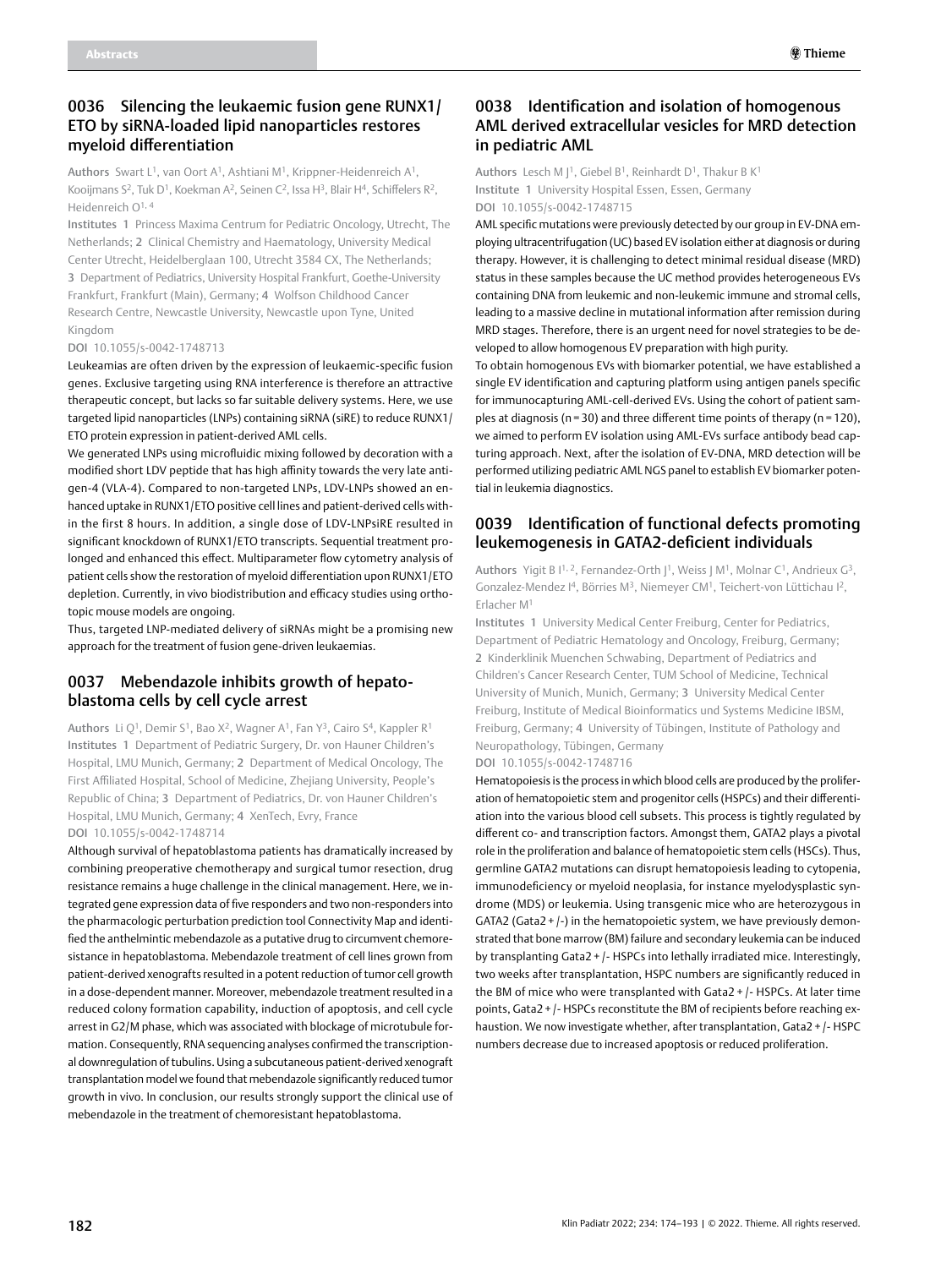## 0036 Silencing the leukaemic fusion gene RUNX1/ETO by siRNA-loaded lipid nanoparticles restores myeloid differentiation

**Authors** Swart L[1], van Oort A[1], Ashtiani M[1], Krippner-Heidenreich A[1], Kooijmans S[2], Tuk D[1], Koekman A[2], Seinen C[2], Issa H[3], Blair H[4], Schiffelers R[2], Heidenreich O[1, 4]

**Institutes** 1 Princess Maxima Centrum for Pediatric Oncology, Utrecht, The Netherlands; 2 Clinical Chemistry and Haematology, University Medical Center Utrecht, Heidelberglaan 100, Utrecht 3584 CX, The Netherlands; 3 Department of Pediatrics, University Hospital Frankfurt, Goethe-University Frankfurt, Frankfurt (Main), Germany; 4 Wolfson Childhood Cancer Research Centre, Newcastle University, Newcastle upon Tyne, United Kingdom

**DOI** 10.1055/s-0042-1748713

Leukaemias are often driven by the expression of leukaemic-specific fusion genes. Exclusive targeting using RNA interference is therefore an attractive therapeutic concept, but lacks so far suitable delivery systems. Here, we use targeted lipid nanoparticles (LNPs) containing siRNA (siRE) to reduce RUNX1/ETO protein expression in patient-derived AML cells.

We generated LNPs using microfluidic mixing followed by decoration with a modified short LDV peptide that has high affinity towards the very late antigen-4 (VLA-4). Compared to non-targeted LNPs, LDV-LNPs showed an enhanced uptake in RUNX1/ETO positive cell lines and patient-derived cells within the first 8 hours. In addition, a single dose of LDV-LNPsiRE resulted in significant knockdown of RUNX1/ETO transcripts. Sequential treatment prolonged and enhanced this effect. Multiparameter flow cytometry analysis of patient cells show the restoration of myeloid differentiation upon RUNX1/ETO depletion. Currently, in vivo biodistribution and efficacy studies using orthotopic mouse models are ongoing.

Thus, targeted LNP-mediated delivery of siRNAs might be a promising new approach for the treatment of fusion gene-driven leukaemias.

## 0037 Mebendazole inhibits growth of hepatoblastoma cells by cell cycle arrest

**Authors** Li Q[1], Demir S[1], Bao X[2], Wagner A[1], Fan Y[3], Cairo S[4], Kappler R[1]

**Institutes** 1 Department of Pediatric Surgery, Dr. von Hauner Children's Hospital, LMU Munich, Germany; 2 Department of Medical Oncology, The First Affiliated Hospital, School of Medicine, Zhejiang University, People's Republic of China; 3 Department of Pediatrics, Dr. von Hauner Children's Hospital, LMU Munich, Germany; 4 XenTech, Evry, France

**DOI** 10.1055/s-0042-1748714

Although survival of hepatoblastoma patients has dramatically increased by combining preoperative chemotherapy and surgical tumor resection, drug resistance remains a huge challenge in the clinical management. Here, we integrated gene expression data of five responders and two non-responders into the pharmacologic perturbation prediction tool Connectivity Map and identified the anthelmintic mebendazole as a putative drug to circumvent chemoresistance in hepatoblastoma. Mebendazole treatment of cell lines grown from patient-derived xenografts resulted in a potent reduction of tumor cell growth in a dose-dependent manner. Moreover, mebendazole treatment resulted in a reduced colony formation capability, induction of apoptosis, and cell cycle arrest in G2/M phase, which was associated with blockage of microtubule formation. Consequently, RNA sequencing analyses confirmed the transcriptional downregulation of tubulins. Using a subcutaneous patient-derived xenograft transplantation model we found that mebendazole significantly reduced tumor growth in vivo. In conclusion, our results strongly support the clinical use of mebendazole in the treatment of chemoresistant hepatoblastoma.

## 0038 Identification and isolation of homogenous AML derived extracellular vesicles for MRD detection in pediatric AML

**Authors** Lesch M J[1], Giebel B[1], Reinhardt D[1], Thakur B K[1]

**Institute** 1 University Hospital Essen, Essen, Germany

**DOI** 10.1055/s-0042-1748715

AML specific mutations were previously detected by our group in EV-DNA employing ultracentrifugation (UC) based EV isolation either at diagnosis or during therapy. However, it is challenging to detect minimal residual disease (MRD) status in these samples because the UC method provides heterogeneous EVs containing DNA from leukemic and non-leukemic immune and stromal cells, leading to a massive decline in mutational information after remission during MRD stages. Therefore, there is an urgent need for novel strategies to be developed to allow homogenous EV preparation with high purity.

To obtain homogenous EVs with biomarker potential, we have established a single EV identification and capturing platform using antigen panels specific for immunocapturing AML-cell-derived EVs. Using the cohort of patient samples at diagnosis (n = 30) and three different time points of therapy (n = 120), we aimed to perform EV isolation using AML-EVs surface antibody bead capturing approach. Next, after the isolation of EV-DNA, MRD detection will be performed utilizing pediatric AML NGS panel to establish EV biomarker potential in leukemia diagnostics.

## 0039 Identification of functional defects promoting leukemogenesis in GATA2-deficient individuals

**Authors** Yigit B I[1, 2], Fernandez-Orth J[1], Weiss J M[1], Molnar C[1], Andrieux G[3], Gonzalez-Mendez I[4], Börries M[3], Niemeyer CM[1], Teichert-von Lüttichau I[2], Erlacher M[1]

**Institutes** 1 University Medical Center Freiburg, Center for Pediatrics, Department of Pediatric Hematology and Oncology, Freiburg, Germany; 2 Kinderklinik Muenchen Schwabing, Department of Pediatrics and Children's Cancer Research Center, TUM School of Medicine, Technical University of Munich, Munich, Germany; 3 University Medical Center Freiburg, Institute of Medical Bioinformatics und Systems Medicine IBSM, Freiburg, Germany; 4 University of Tübingen, Institute of Pathology and Neuropathology, Tübingen, Germany

**DOI** 10.1055/s-0042-1748716

Hematopoiesis is the process in which blood cells are produced by the proliferation of hematopoietic stem and progenitor cells (HSPCs) and their differentiation into the various blood cell subsets. This process is tightly regulated by different co- and transcription factors. Amongst them, GATA2 plays a pivotal role in the proliferation and balance of hematopoietic stem cells (HSCs). Thus, germline GATA2 mutations can disrupt hematopoiesis leading to cytopenia, immunodeficiency or myeloid neoplasia, for instance myelodysplastic syndrome (MDS) or leukemia. Using transgenic mice who are heterozygous in GATA2 (Gata2 + /-) in the hematopoietic system, we have previously demonstrated that bone marrow (BM) failure and secondary leukemia can be induced by transplanting Gata2 + /- HSPCs into lethally irradiated mice. Interestingly, two weeks after transplantation, HSPC numbers are significantly reduced in the BM of mice who were transplanted with Gata2 + /- HSPCs. At later time points, Gata2 + /- HSPCs reconstitute the BM of recipients before reaching exhaustion. We now investigate whether, after transplantation, Gata2 + /- HSPC numbers decrease due to increased apoptosis or reduced proliferation.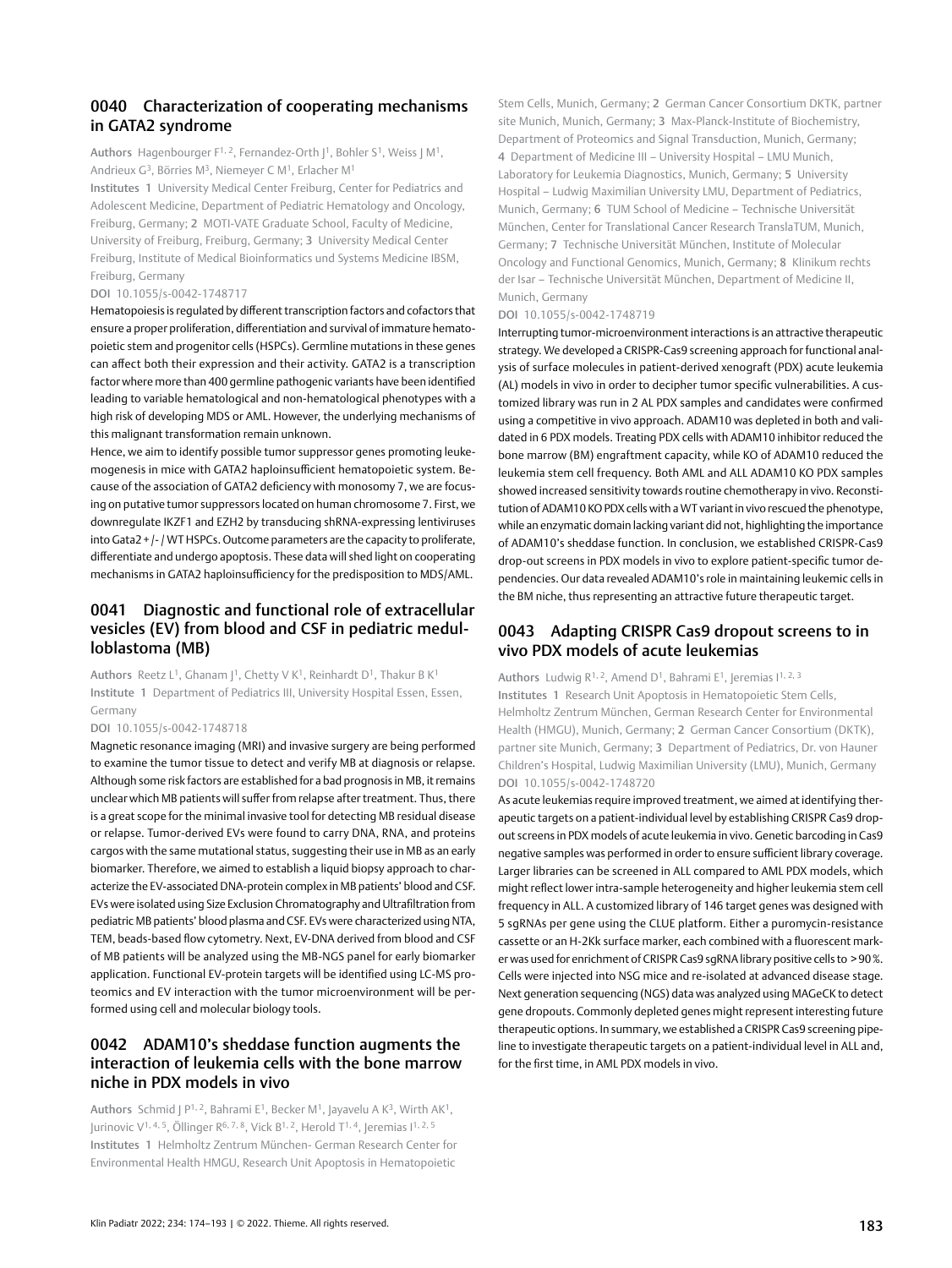## 0040 Characterization of cooperating mechanisms in GATA2 syndrome

**Authors** Hagenbourger F[1, 2], Fernandez-Orth J[1], Bohler S[1], Weiss J M[1], Andrieux G[3], Börries M[3], Niemeyer C M[1], Erlacher M[1]

**Institutes** 1 University Medical Center Freiburg, Center for Pediatrics and Adolescent Medicine, Department of Pediatric Hematology and Oncology, Freiburg, Germany; 2 MOTI-VATE Graduate School, Faculty of Medicine, University of Freiburg, Freiburg, Germany; 3 University Medical Center Freiburg, Institute of Medical Bioinformatics und Systems Medicine IBSM, Freiburg, Germany

**DOI** 10.1055/s-0042-1748717

Hematopoiesis is regulated by different transcription factors and cofactors that ensure a proper proliferation, differentiation and survival of immature hematopoietic stem and progenitor cells (HSPCs). Germline mutations in these genes can affect both their expression and their activity. GATA2 is a transcription factor where more than 400 germline pathogenic variants have been identified leading to variable hematological and non-hematological phenotypes with a high risk of developing MDS or AML. However, the underlying mechanisms of this malignant transformation remain unknown.

Hence, we aim to identify possible tumor suppressor genes promoting leukemogenesis in mice with GATA2 haploinsufficient hematopoietic system. Because of the association of GATA2 deficiency with monosomy 7, we are focusing on putative tumor suppressors located on human chromosome 7. First, we downregulate IKZF1 and EZH2 by transducing shRNA-expressing lentiviruses into Gata2 + /- / WT HSPCs. Outcome parameters are the capacity to proliferate, differentiate and undergo apoptosis. These data will shed light on cooperating mechanisms in GATA2 haploinsufficiency for the predisposition to MDS/AML.

## 0041 Diagnostic and functional role of extracellular vesicles (EV) from blood and CSF in pediatric medulloblastoma (MB)

**Authors** Reetz L[1], Ghanam J[1], Chetty V K[1], Reinhardt D[1], Thakur B K[1]

**Institute** 1 Department of Pediatrics III, University Hospital Essen, Essen, Germany

**DOI** 10.1055/s-0042-1748718

Magnetic resonance imaging (MRI) and invasive surgery are being performed to examine the tumor tissue to detect and verify MB at diagnosis or relapse. Although some risk factors are established for a bad prognosis in MB, it remains unclear which MB patients will suffer from relapse after treatment. Thus, there is a great scope for the minimal invasive tool for detecting MB residual disease or relapse. Tumor-derived EVs were found to carry DNA, RNA, and proteins cargos with the same mutational status, suggesting their use in MB as an early biomarker. Therefore, we aimed to establish a liquid biopsy approach to characterize the EV-associated DNA-protein complex in MB patients' blood and CSF. EVs were isolated using Size Exclusion Chromatography and Ultrafiltration from pediatric MB patients' blood plasma and CSF. EVs were characterized using NTA, TEM, beads-based flow cytometry. Next, EV-DNA derived from blood and CSF of MB patients will be analyzed using the MB-NGS panel for early biomarker application. Functional EV-protein targets will be identified using LC-MS proteomics and EV interaction with the tumor microenvironment will be performed using cell and molecular biology tools.

## 0042 ADAM10's sheddase function augments the interaction of leukemia cells with the bone marrow niche in PDX models in vivo

**Authors** Schmid J P[1, 2], Bahrami E[1], Becker M[1], Jayavelu A K[3], Wirth AK[1], Jurinovic V[1, 4, 5], Öllinger R[6, 7, 8], Vick B[1, 2], Herold T[1, 4], Jeremias I[1, 2, 5]

**Institutes** 1 Helmholtz Zentrum München- German Research Center for Environmental Health HMGU, Research Unit Apoptosis in Hematopoietic Stem Cells, Munich, Germany; 2 German Cancer Consortium DKTK, partner site Munich, Munich, Germany; 3 Max-Planck-Institute of Biochemistry, Department of Proteomics and Signal Transduction, Munich, Germany; 4 Department of Medicine III – University Hospital – LMU Munich, Laboratory for Leukemia Diagnostics, Munich, Germany; 5 University Hospital – Ludwig Maximilian University LMU, Department of Pediatrics, Munich, Germany; 6 TUM School of Medicine – Technische Universität München, Center for Translational Cancer Research TranslaTUM, Munich, Germany; 7 Technische Universität München, Institute of Molecular Oncology and Functional Genomics, Munich, Germany; 8 Klinikum rechts der Isar – Technische Universität München, Department of Medicine II, Munich, Germany

**DOI** 10.1055/s-0042-1748719

Interrupting tumor-microenvironment interactions is an attractive therapeutic strategy. We developed a CRISPR-Cas9 screening approach for functional analysis of surface molecules in patient-derived xenograft (PDX) acute leukemia (AL) models in vivo in order to decipher tumor specific vulnerabilities. A customized library was run in 2 AL PDX samples and candidates were confirmed using a competitive in vivo approach. ADAM10 was depleted in both and validated in 6 PDX models. Treating PDX cells with ADAM10 inhibitor reduced the bone marrow (BM) engraftment capacity, while KO of ADAM10 reduced the leukemia stem cell frequency. Both AML and ALL ADAM10 KO PDX samples showed increased sensitivity towards routine chemotherapy in vivo. Reconstitution of ADAM10 KO PDX cells with a WT variant in vivo rescued the phenotype, while an enzymatic domain lacking variant did not, highlighting the importance of ADAM10's sheddase function. In conclusion, we established CRISPR-Cas9 drop-out screens in PDX models in vivo to explore patient-specific tumor dependencies. Our data revealed ADAM10's role in maintaining leukemic cells in the BM niche, thus representing an attractive future therapeutic target.

## 0043 Adapting CRISPR Cas9 dropout screens to in vivo PDX models of acute leukemias

**Authors** Ludwig R[1, 2], Amend D[1], Bahrami E[1], Jeremias I[1, 2, 3]

**Institutes** 1 Research Unit Apoptosis in Hematopoietic Stem Cells, Helmholtz Zentrum München, German Research Center for Environmental Health (HMGU), Munich, Germany; 2 German Cancer Consortium (DKTK), partner site Munich, Germany; 3 Department of Pediatrics, Dr. von Hauner Children's Hospital, Ludwig Maximilian University (LMU), Munich, Germany

**DOI** 10.1055/s-0042-1748720

As acute leukemias require improved treatment, we aimed at identifying therapeutic targets on a patient-individual level by establishing CRISPR Cas9 dropout screens in PDX models of acute leukemia in vivo. Genetic barcoding in Cas9 negative samples was performed in order to ensure sufficient library coverage. Larger libraries can be screened in ALL compared to AML PDX models, which might reflect lower intra-sample heterogeneity and higher leukemia stem cell frequency in ALL. A customized library of 146 target genes was designed with 5 sgRNAs per gene using the CLUE platform. Either a puromycin-resistance cassette or an H-2Kk surface marker, each combined with a fluorescent marker was used for enrichment of CRISPR Cas9 sgRNA library positive cells to > 90 %. Cells were injected into NSG mice and re-isolated at advanced disease stage. Next generation sequencing (NGS) data was analyzed using MAGeCK to detect gene dropouts. Commonly depleted genes might represent interesting future therapeutic options. In summary, we established a CRISPR Cas9 screening pipeline to investigate therapeutic targets on a patient-individual level in ALL and, for the first time, in AML PDX models in vivo.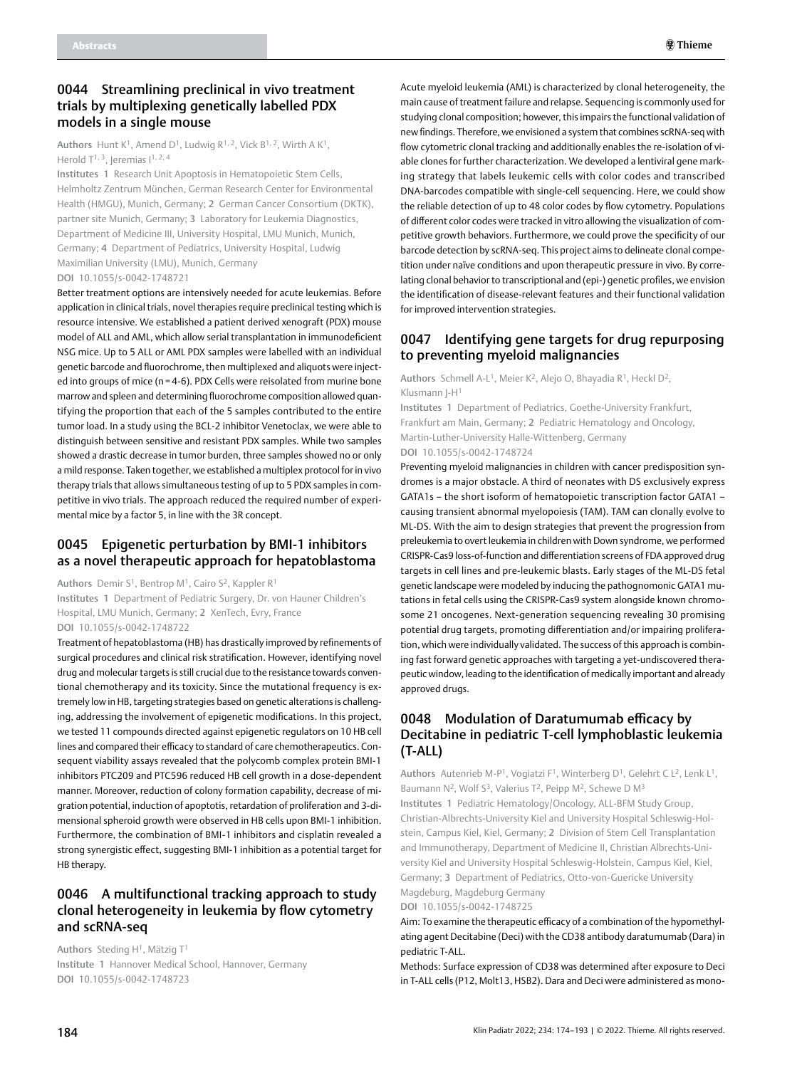## 0044 Streamlining preclinical in vivo treatment trials by multiplexing genetically labelled PDX models in a single mouse

**Authors** Hunt K[1], Amend D[1], Ludwig R[1, 2], Vick B[1, 2], Wirth A K[1], Herold T[1, 3], Jeremias I[1, 2, 4]

**Institutes** 1 Research Unit Apoptosis in Hematopoietic Stem Cells, Helmholtz Zentrum München, German Research Center for Environmental Health (HMGU), Munich, Germany; 2 German Cancer Consortium (DKTK), partner site Munich, Germany; 3 Laboratory for Leukemia Diagnostics, Department of Medicine III, University Hospital, LMU Munich, Munich, Germany; 4 Department of Pediatrics, University Hospital, Ludwig Maximilian University (LMU), Munich, Germany

**DOI** 10.1055/s-0042-1748721

Better treatment options are intensively needed for acute leukemias. Before application in clinical trials, novel therapies require preclinical testing which is resource intensive. We established a patient derived xenograft (PDX) mouse model of ALL and AML, which allow serial transplantation in immunodeficient NSG mice. Up to 5 ALL or AML PDX samples were labelled with an individual genetic barcode and fluorochrome, then multiplexed and aliquots were injected into groups of mice (n = 4-6). PDX Cells were reisolated from murine bone marrow and spleen and determining fluorochrome composition allowed quantifying the proportion that each of the 5 samples contributed to the entire tumor load. In a study using the BCL-2 inhibitor Venetoclax, we were able to distinguish between sensitive and resistant PDX samples. While two samples showed a drastic decrease in tumor burden, three samples showed no or only a mild response. Taken together, we established a multiplex protocol for in vivo therapy trials that allows simultaneous testing of up to 5 PDX samples in competitive in vivo trials. The approach reduced the required number of experimental mice by a factor 5, in line with the 3R concept.

## 0045 Epigenetic perturbation by BMI-1 inhibitors as a novel therapeutic approach for hepatoblastoma

**Authors** Demir S[1], Bentrop M[1], Cairo S[2], Kappler R[1]

**Institutes** 1 Department of Pediatric Surgery, Dr. von Hauner Children's Hospital, LMU Munich, Germany; 2 XenTech, Evry, France

**DOI** 10.1055/s-0042-1748722

Treatment of hepatoblastoma (HB) has drastically improved by refinements of surgical procedures and clinical risk stratification. However, identifying novel drug and molecular targets is still crucial due to the resistance towards conventional chemotherapy and its toxicity. Since the mutational frequency is extremely low in HB, targeting strategies based on genetic alterations is challenging, addressing the involvement of epigenetic modifications. In this project, we tested 11 compounds directed against epigenetic regulators on 10 HB cell lines and compared their efficacy to standard of care chemotherapeutics. Consequent viability assays revealed that the polycomb complex protein BMI-1 inhibitors PTC209 and PTC596 reduced HB cell growth in a dose-dependent manner. Moreover, reduction of colony formation capability, decrease of migration potential, induction of apoptosis, retardation of proliferation and 3-dimensional spheroid growth were observed in HB cells upon BMI-1 inhibition. Furthermore, the combination of BMI-1 inhibitors and cisplatin revealed a strong synergistic effect, suggesting BMI-1 inhibition as a potential target for HB therapy.

## 0046 A multifunctional tracking approach to study clonal heterogeneity in leukemia by flow cytometry and scRNA-seq

**Authors** Steding H[1], Mätzig T[1]

**Institute** 1 Hannover Medical School, Hannover, Germany

**DOI** 10.1055/s-0042-1748723

Acute myeloid leukemia (AML) is characterized by clonal heterogeneity, the main cause of treatment failure and relapse. Sequencing is commonly used for studying clonal composition; however, this impairs the functional validation of new findings. Therefore, we envisioned a system that combines scRNA-seq with flow cytometric clonal tracking and additionally enables the re-isolation of viable clones for further characterization. We developed a lentiviral gene marking strategy that labels leukemic cells with color codes and transcribed DNA-barcodes compatible with single-cell sequencing. Here, we could show the reliable detection of up to 48 color codes by flow cytometry. Populations of different color codes were tracked in vitro allowing the visualization of competitive growth behaviors. Furthermore, we could prove the specificity of our barcode detection by scRNA-seq. This project aims to delineate clonal competition under naïve conditions and upon therapeutic pressure in vivo. By correlating clonal behavior to transcriptional and (epi-) genetic profiles, we envision the identification of disease-relevant features and their functional validation for improved intervention strategies.

## 0047 Identifying gene targets for drug repurposing to preventing myeloid malignancies

**Authors** Schmell A-L[1], Meier K[2], Alejo O, Bhayadia R[1], Heckl D[2], Klusmann J-H[1]

**Institutes** 1 Department of Pediatrics, Goethe-University Frankfurt, Frankfurt am Main, Germany; 2 Pediatric Hematology and Oncology, Martin-Luther-University Halle-Wittenberg, Germany

**DOI** 10.1055/s-0042-1748724

Preventing myeloid malignancies in children with cancer predisposition syndromes is a major obstacle. A third of neonates with DS exclusively express GATA1s – the short isoform of hematopoietic transcription factor GATA1 – causing transient abnormal myelopoiesis (TAM). TAM can clonally evolve to ML-DS. With the aim to design strategies that prevent the progression from preleukemia to overt leukemia in children with Down syndrome, we performed CRISPR-Cas9 loss-of-function and differentiation screens of FDA approved drug targets in cell lines and pre-leukemic blasts. Early stages of the ML-DS fetal genetic landscape were modeled by inducing the pathognomonic GATA1 mutations in fetal cells using the CRISPR-Cas9 system alongside known chromosome 21 oncogenes. Next-generation sequencing revealing 30 promising potential drug targets, promoting differentiation and/or impairing proliferation, which were individually validated. The success of this approach is combining fast forward genetic approaches with targeting a yet-undiscovered therapeutic window, leading to the identification of medically important and already approved drugs.

## 0048 Modulation of Daratumumab efficacy by Decitabine in pediatric T-cell lymphoblastic leukemia (T-ALL)

**Authors** Autenrieb M-P[1], Vogiatzi F[1], Winterberg D[1], Gelehrt C L[2], Lenk L[1], Baumann N[2], Wolf S[3], Valerius T[2], Peipp M[2], Schewe D M[3]

**Institutes** 1 Pediatric Hematology/Oncology, ALL-BFM Study Group, Christian-Albrechts-University Kiel and University Hospital Schleswig-Holstein, Campus Kiel, Kiel, Germany; 2 Division of Stem Cell Transplantation and Immunotherapy, Department of Medicine II, Christian Albrechts-University Kiel and University Hospital Schleswig-Holstein, Campus Kiel, Kiel, Germany; 3 Department of Pediatrics, Otto-von-Guericke University Magdeburg, Magdeburg Germany

**DOI** 10.1055/s-0042-1748725

Aim: To examine the therapeutic efficacy of a combination of the hypomethylating agent Decitabine (Deci) with the CD38 antibody daratumumab (Dara) in pediatric T-ALL.

Methods: Surface expression of CD38 was determined after exposure to Deci in T-ALL cells (P12, Molt13, HSB2). Dara and Deci were administered as mono-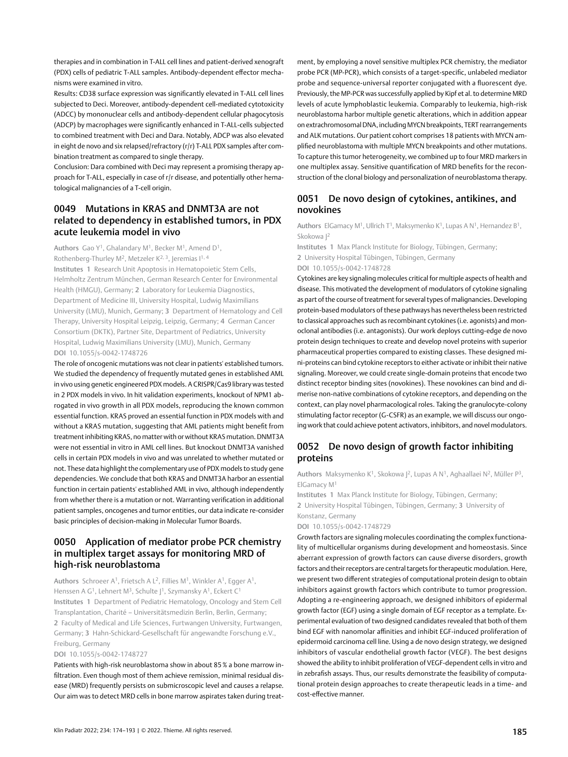therapies and in combination in T-ALL cell lines and patient-derived xenograft (PDX) cells of pediatric T-ALL samples. Antibody-dependent effector mechanisms were examined in vitro.

Results: CD38 surface expression was significantly elevated in T-ALL cell lines subjected to Deci. Moreover, antibody-dependent cell-mediated cytotoxicity (ADCC) by mononuclear cells and antibody-dependent cellular phagocytosis (ADCP) by macrophages were significantly enhanced in T-ALL-cells subjected to combined treatment with Deci and Dara. Notably, ADCP was also elevated in eight de novo and six relapsed/refractory (r/r) T-ALL PDX samples after combination treatment as compared to single therapy.

Conclusion: Dara combined with Deci may represent a promising therapy approach for T-ALL, especially in case of r/r disease, and potentially other hematological malignancies of a T-cell origin.

## 0049 Mutations in KRAS and DNMT3A are not related to dependency in established tumors, in PDX acute leukemia model in vivo

**Authors** Gao Y[1], Ghalandary M[1], Becker M[1], Amend D[1], Rothenberg-Thurley M[2], Metzeler K[2, 3], Jeremias I[1, 4]

**Institutes** 1 Research Unit Apoptosis in Hematopoietic Stem Cells, Helmholtz Zentrum München, German Research Center for Environmental Health (HMGU), Germany; 2 Laboratory for Leukemia Diagnostics, Department of Medicine III, University Hospital, Ludwig Maximilians University (LMU), Munich, Germany; 3 Department of Hematology and Cell Therapy, University Hospital Leipzig, Leipzig, Germany; 4 German Cancer Consortium (DKTK), Partner Site, Department of Pediatrics, University Hospital, Ludwig Maximilians University (LMU), Munich, Germany

**DOI** 10.1055/s-0042-1748726

The role of oncogenic mutations was not clear in patients' established tumors. We studied the dependency of frequently mutated genes in established AML in vivo using genetic engineered PDX models. A CRISPR/Cas9 library was tested in 2 PDX models in vivo. In hit validation experiments, knockout of NPM1 abrogated in vivo growth in all PDX models, reproducing the known common essential function. KRAS proved an essential function in PDX models with and without a KRAS mutation, suggesting that AML patients might benefit from treatment inhibiting KRAS, no matter with or without KRAS mutation. DNMT3A were not essential in vitro in AML cell lines. But knockout DNMT3A vanished cells in certain PDX models in vivo and was unrelated to whether mutated or not. These data highlight the complementary use of PDX models to study gene dependencies. We conclude that both KRAS and DNMT3A harbor an essential function in certain patients' established AML in vivo, although independently from whether there is a mutation or not. Warranting verification in additional patient samples, oncogenes and tumor entities, our data indicate re-consider basic principles of decision-making in Molecular Tumor Boards.

## 0050 Application of mediator probe PCR chemistry in multiplex target assays for monitoring MRD of high-risk neuroblastoma

**Authors** Schroeer A[1], Frietsch A L[2], Fillies M[1], Winkler A[1], Egger A[1], Henssen A G[1], Lehnert M[3], Schulte J[1], Szymansky A[1], Eckert C[1]

**Institutes** 1 Department of Pediatric Hematology, Oncology and Stem Cell Transplantation, Charité – Universitätsmedizin Berlin, Berlin, Germany; 2 Faculty of Medical and Life Sciences, Furtwangen University, Furtwangen, Germany; 3 Hahn-Schickard-Gesellschaft für angewandte Forschung e.V., Freiburg, Germany

**DOI** 10.1055/s-0042-1748727

Patients with high-risk neuroblastoma show in about 85 % a bone marrow infiltration. Even though most of them achieve remission, minimal residual disease (MRD) frequently persists on submicroscopic level and causes a relapse. Our aim was to detect MRD cells in bone marrow aspirates taken during treatment, by employing a novel sensitive multiplex PCR chemistry, the mediator probe PCR (MP-PCR), which consists of a target-specific, unlabeled mediator probe and sequence-universal reporter conjugated with a fluorescent dye. Previously, the MP-PCR was successfully applied by Kipf et al. to determine MRD levels of acute lymphoblastic leukemia. Comparably to leukemia, high-risk neuroblastoma harbor multiple genetic alterations, which in addition appear on extrachromosomal DNA, including MYCN breakpoints, TERT rearrangements and ALK mutations. Our patient cohort comprises 18 patients with MYCN amplified neuroblastoma with multiple MYCN breakpoints and other mutations. To capture this tumor heterogeneity, we combined up to four MRD markers in one multiplex assay. Sensitive quantification of MRD benefits for the reconstruction of the clonal biology and personalization of neuroblastoma therapy.

## 0051 De novo design of cytokines, antikines, and novokines

**Authors** ElGamacy M[1], Ullrich T[1], Maksymenko K[1], Lupas A N[1], Hernandez B[1], Skokowa J[2]

**Institutes** 1 Max Planck Institute for Biology, Tübingen, Germany; 2 University Hospital Tübingen, Tübingen, Germany

**DOI** 10.1055/s-0042-1748728

Cytokines are key signaling molecules critical for multiple aspects of health and disease. This motivated the development of modulators of cytokine signaling as part of the course of treatment for several types of malignancies. Developing protein-based modulators of these pathways has nevertheless been restricted to classical approaches such as recombinant cytokines (i.e. agonists) and monoclonal antibodies (i.e. antagonists). Our work deploys cutting-edge de novo protein design techniques to create and develop novel proteins with superior pharmaceutical properties compared to existing classes. These designed mini-proteins can bind cytokine receptors to either activate or inhibit their native signaling. Moreover, we could create single-domain proteins that encode two distinct receptor binding sites (novokines). These novokines can bind and dimerise non-native combinations of cytokine receptors, and depending on the context, can play novel pharmacological roles. Taking the granulocyte-colony stimulating factor receptor (G-CSFR) as an example, we will discuss our ongoing work that could achieve potent activators, inhibitors, and novel modulators.

## 0052 De novo design of growth factor inhibiting proteins

**Authors** Maksymenko K[1], Skokowa J[2], Lupas A N[1], Aghaallaei N[2], Müller P[3], ElGamacy M[1]

**Institutes** 1 Max Planck Institute for Biology, Tübingen, Germany; 2 University Hospital Tübingen, Tübingen, Germany; 3 University of Konstanz, Germany

**DOI** 10.1055/s-0042-1748729

Growth factors are signaling molecules coordinating the complex functionality of multicellular organisms during development and homeostasis. Since aberrant expression of growth factors can cause diverse disorders, growth factors and their receptors are central targets for therapeutic modulation. Here, we present two different strategies of computational protein design to obtain inhibitors against growth factors which contribute to tumor progression. Adopting a re-engineering approach, we designed inhibitors of epidermal growth factor (EGF) using a single domain of EGF receptor as a template. Experimental evaluation of two designed candidates revealed that both of them bind EGF with nanomolar affinities and inhibit EGF-induced proliferation of epidermoid carcinoma cell line. Using a de novo design strategy, we designed inhibitors of vascular endothelial growth factor (VEGF). The best designs showed the ability to inhibit proliferation of VEGF-dependent cells in vitro and in zebrafish assays. Thus, our results demonstrate the feasibility of computational protein design approaches to create therapeutic leads in a time- and cost-effective manner.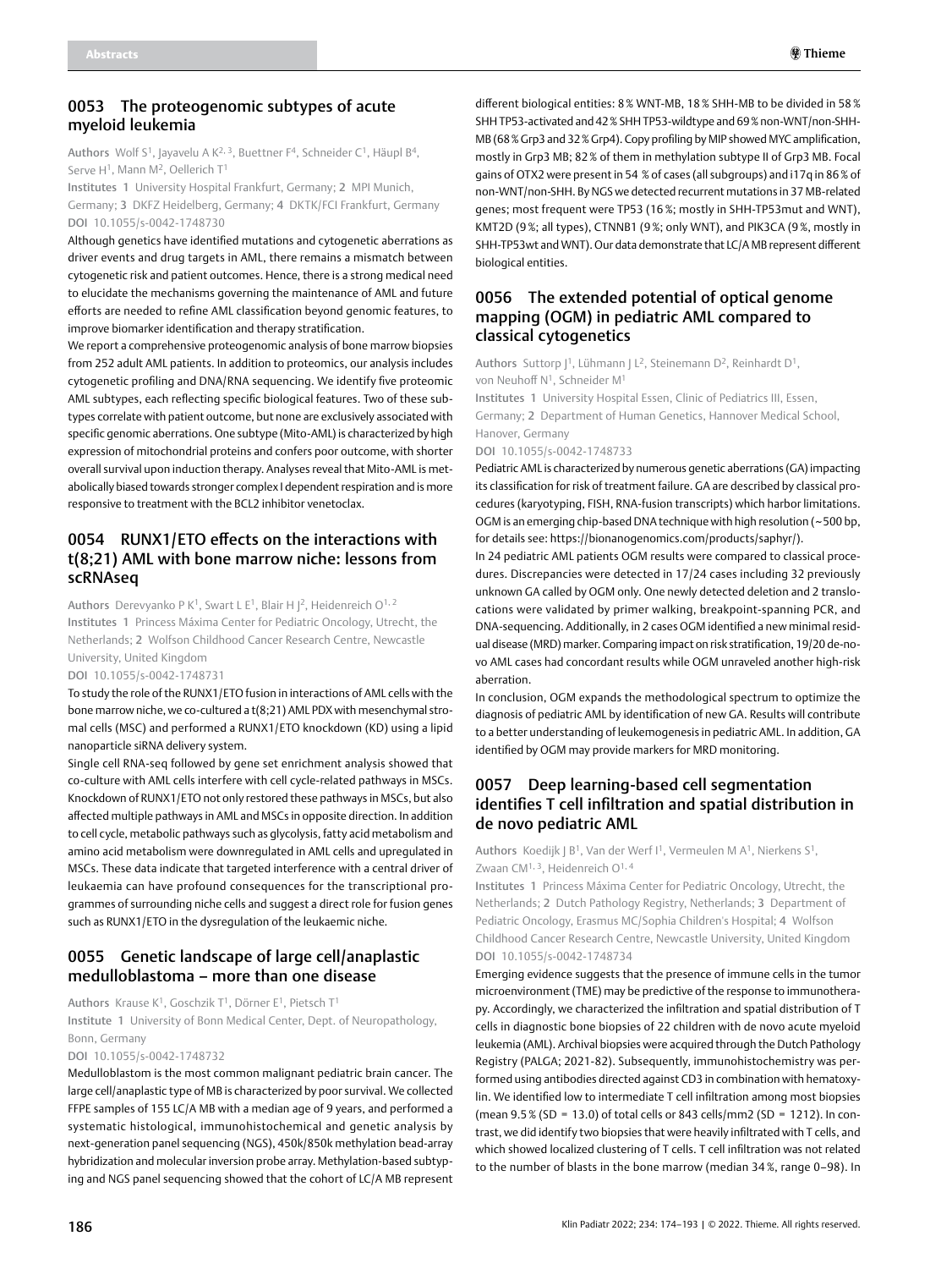## 0053 The proteogenomic subtypes of acute myeloid leukemia

**Authors** Wolf S[1], Jayavelu A K[2, 3], Buettner F[4], Schneider C[1], Häupl B[4], Serve H[1], Mann M[2], Oellerich T[1]

**Institutes** 1 University Hospital Frankfurt, Germany; 2 MPI Munich, Germany; 3 DKFZ Heidelberg, Germany; 4 DKTK/FCI Frankfurt, Germany

**DOI** 10.1055/s-0042-1748730

Although genetics have identified mutations and cytogenetic aberrations as driver events and drug targets in AML, there remains a mismatch between cytogenetic risk and patient outcomes. Hence, there is a strong medical need to elucidate the mechanisms governing the maintenance of AML and future efforts are needed to refine AML classification beyond genomic features, to improve biomarker identification and therapy stratification.

We report a comprehensive proteogenomic analysis of bone marrow biopsies from 252 adult AML patients. In addition to proteomics, our analysis includes cytogenetic profiling and DNA/RNA sequencing. We identify five proteomic AML subtypes, each reflecting specific biological features. Two of these subtypes correlate with patient outcome, but none are exclusively associated with specific genomic aberrations. One subtype (Mito-AML) is characterized by high expression of mitochondrial proteins and confers poor outcome, with shorter overall survival upon induction therapy. Analyses reveal that Mito-AML is metabolically biased towards stronger complex I dependent respiration and is more responsive to treatment with the BCL2 inhibitor venetoclax.

## 0054 RUNX1/ETO effects on the interactions with t(8;21) AML with bone marrow niche: lessons from scRNAseq

**Authors** Derevyanko P K[1], Swart L E[1], Blair H J[2], Heidenreich O[1, 2]

**Institutes** 1 Princess Máxima Center for Pediatric Oncology, Utrecht, the Netherlands; 2 Wolfson Childhood Cancer Research Centre, Newcastle University, United Kingdom

**DOI** 10.1055/s-0042-1748731

To study the role of the RUNX1/ETO fusion in interactions of AML cells with the bone marrow niche, we co-cultured a t(8;21) AML PDX with mesenchymal stromal cells (MSC) and performed a RUNX1/ETO knockdown (KD) using a lipid nanoparticle siRNA delivery system.

Single cell RNA-seq followed by gene set enrichment analysis showed that co-culture with AML cells interfere with cell cycle-related pathways in MSCs. Knockdown of RUNX1/ETO not only restored these pathways in MSCs, but also affected multiple pathways in AML and MSCs in opposite direction. In addition to cell cycle, metabolic pathways such as glycolysis, fatty acid metabolism and amino acid metabolism were downregulated in AML cells and upregulated in MSCs. These data indicate that targeted interference with a central driver of leukaemia can have profound consequences for the transcriptional programmes of surrounding niche cells and suggest a direct role for fusion genes such as RUNX1/ETO in the dysregulation of the leukaemic niche.

## 0055 Genetic landscape of large cell/anaplastic medulloblastoma – more than one disease

**Authors** Krause K[1], Goschzik T[1], Dörner E[1], Pietsch T[1]

**Institute** 1 University of Bonn Medical Center, Dept. of Neuropathology, Bonn, Germany

**DOI** 10.1055/s-0042-1748732

Medulloblastoma is the most common malignant pediatric brain cancer. The large cell/anaplastic type of MB is characterized by poor survival. We collected FFPE samples of 155 LC/A MB with a median age of 9 years, and performed a systematic histological, immunohistochemical and genetic analysis by next-generation panel sequencing (NGS), 450k/850k methylation bead-array hybridization and molecular inversion probe array. Methylation-based subtyping and NGS panel sequencing showed that the cohort of LC/A MB represent different biological entities: 8 % WNT-MB, 18 % SHH-MB to be divided in 58 % SHH TP53-activated and 42 % SHH TP53-wildtype and 69 % non-WNT/non-SHH-MB (68 % Grp3 and 32 % Grp4). Copy profiling by MIP showed MYC amplification, mostly in Grp3 MB; 82 % of them in methylation subtype II of Grp3 MB. Focal gains of OTX2 were present in 54 % of cases (all subgroups) and i17q in 86 % of non-WNT/non-SHH. By NGS we detected recurrent mutations in 37 MB-related genes; most frequent were TP53 (16 %; mostly in SHH-TP53mut and WNT), KMT2D (9 %; all types), CTNNB1 (9 %; only WNT), and PIK3CA (9 %, mostly in SHH-TP53wt and WNT). Our data demonstrate that LC/A MB represent different biological entities.

## 0056 The extended potential of optical genome mapping (OGM) in pediatric AML compared to classical cytogenetics

**Authors** Suttorp J[1], Lühmann J L[2], Steinemann D[2], Reinhardt D[1], von Neuhoff N[1], Schneider M[1]

**Institutes** 1 University Hospital Essen, Clinic of Pediatrics III, Essen, Germany; 2 Department of Human Genetics, Hannover Medical School, Hanover, Germany

**DOI** 10.1055/s-0042-1748733

Pediatric AML is characterized by numerous genetic aberrations (GA) impacting its classification for risk of treatment failure. GA are described by classical procedures (karyotyping, FISH, RNA-fusion transcripts) which harbor limitations. OGM is an emerging chip-based DNA technique with high resolution (~500 bp, for details see: https://bionanogenomics.com/products/saphyr/).

In 24 pediatric AML patients OGM results were compared to classical procedures. Discrepancies were detected in 17/24 cases including 32 previously unknown GA called by OGM only. One newly detected deletion and 2 translocations were validated by primer walking, breakpoint-spanning PCR, and DNA-sequencing. Additionally, in 2 cases OGM identified a new minimal residual disease (MRD) marker. Comparing impact on risk stratification, 19/20 de-novo AML cases had concordant results while OGM unraveled another high-risk aberration.

In conclusion, OGM expands the methodological spectrum to optimize the diagnosis of pediatric AML by identification of new GA. Results will contribute to a better understanding of leukemogenesis in pediatric AML. In addition, GA identified by OGM may provide markers for MRD monitoring.

## 0057 Deep learning-based cell segmentation identifies T cell infiltration and spatial distribution in de novo pediatric AML

**Authors** Koedijk J B[1], Van der Werf I[1], Vermeulen M A[1], Nierkens S[1], Zwaan CM[1, 3], Heidenreich O[1, 4]

**Institutes** 1 Princess Máxima Center for Pediatric Oncology, Utrecht, the Netherlands; 2 Dutch Pathology Registry, Netherlands; 3 Department of Pediatric Oncology, Erasmus MC/Sophia Children's Hospital; 4 Wolfson Childhood Cancer Research Centre, Newcastle University, United Kingdom

**DOI** 10.1055/s-0042-1748734

Emerging evidence suggests that the presence of immune cells in the tumor microenvironment (TME) may be predictive of the response to immunotherapy. Accordingly, we characterized the infiltration and spatial distribution of T cells in diagnostic bone biopsies of 22 children with de novo acute myeloid leukemia (AML). Archival biopsies were acquired through the Dutch Pathology Registry (PALGA; 2021-82). Subsequently, immunohistochemistry was performed using antibodies directed against CD3 in combination with hematoxylin. We identified low to intermediate T cell infiltration among most biopsies (mean 9.5 % (SD = 13.0) of total cells or 843 cells/mm2 (SD = 1212). In contrast, we did identify two biopsies that were heavily infiltrated with T cells, and which showed localized clustering of T cells. T cell infiltration was not related to the number of blasts in the bone marrow (median 34 %, range 0–98). In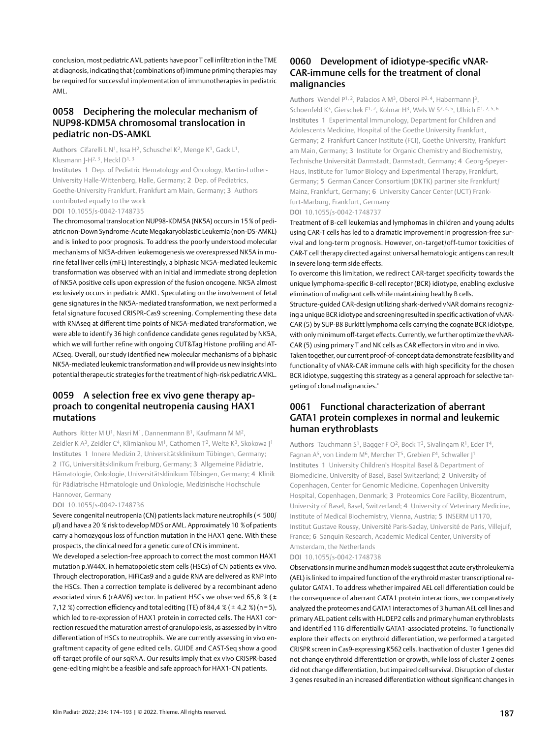conclusion, most pediatric AML patients have poor T cell infiltration in the TME at diagnosis, indicating that (combinations of) immune priming therapies may be required for successful implementation of immunotherapies in pediatric AML.

## 0058 Deciphering the molecular mechanism of NUP98-KDM5A chromosomal translocation in pediatric non-DS-AMKL

**Authors** Cifarelli L N[1], Issa H[2], Schuschel K[2], Menge K[1], Gack L[1], Klusmann J-H[2, 3], Heckl D[1, 3]

**Institutes** 1 Dep. of Pediatric Hematology and Oncology, Martin-Luther-University Halle-Wittenberg, Halle, Germany; 2 Dep. of Pediatrics, Goethe-University Frankfurt, Frankfurt am Main, Germany; 3 Authors contributed equally to the work

**DOI** 10.1055/s-0042-1748735

The chromosomal translocation NUP98-KDM5A (NK5A) occurs in 15 % of pediatric non-Down Syndrome-Acute Megakaryoblastic Leukemia (non-DS-AMKL) and is linked to poor prognosis. To address the poorly understood molecular mechanisms of NK5A-driven leukemogenesis we overexpressed NK5A in murine fetal liver cells (mFL) Interestingly, a biphasic NK5A-mediated leukemic transformation was observed with an initial and immediate strong depletion of NK5A positive cells upon expression of the fusion oncogene. NK5A almost exclusively occurs in pediatric AMKL. Speculating on the involvement of fetal gene signatures in the NK5A-mediated transformation, we next performed a fetal signature focused CRISPR-Cas9 screening. Complementing these data with RNAseq at different time points of NK5A-mediated transformation, we were able to identify 36 high confidence candidate genes regulated by NK5A, which we will further refine with ongoing CUT&Tag Histone profiling and ATACseq. Overall, our study identified new molecular mechanisms of a biphasic NK5A-mediated leukemic transformation and will provide us new insights into potential therapeutic strategies for the treatment of high-risk pediatric AMKL.

## 0059 A selection free ex vivo gene therapy approach to congenital neutropenia causing HAX1 mutations

**Authors** Ritter M U[1], Nasri M[1], Dannenmann B[1], Kaufmann M M[2], Zeidler K A[3], Zeidler C[4], Klimiankou M[1], Cathomen T[2], Welte K[3], Skokowa J[1]

**Institutes** 1 Innere Medizin 2, Universitätsklinikum Tübingen, Germany; 2 ITG, Universitätsklinikum Freiburg, Germany; 3 Allgemeine Pädiatrie, Hämatologie, Onkologie, Universitätsklinikum Tübingen, Germany; 4 Klinik für Pädiatrische Hämatologie und Onkologie, Medizinische Hochschule Hannover, Germany

**DOI** 10.1055/s-0042-1748736

Severe congenital neutropenia (CN) patients lack mature neutrophils (< 500/µl) and have a 20 % risk to develop MDS or AML. Approximately 10 % of patients carry a homozygous loss of function mutation in the HAX1 gene. With these prospects, the clinical need for a genetic cure of CN is imminent.

We developed a selection-free approach to correct the most common HAX1 mutation p.W44X, in hematopoietic stem cells (HSCs) of CN patients ex vivo. Through electroporation, HiFiCas9 and a guide RNA are delivered as RNP into the HSCs. Then a correction template is delivered by a recombinant adeno associated virus 6 (rAAV6) vector. In patient HSCs we observed 65,8 % (± 7,12 %) correction efficiency and total editing (TE) of 84,4 % (± 4,2 %) (n = 5), which led to re-expression of HAX1 protein in corrected cells. The HAX1 correction rescued the maturation arrest of granulopoiesis, as assessed by in vitro differentiation of HSCs to neutrophils. We are currently assessing in vivo engraftment capacity of gene edited cells. GUIDE and CAST-Seq show a good off-target profile of our sgRNA. Our results imply that ex vivo CRISPR-based gene-editing might be a feasible and safe approach for HAX1-CN patients.

## 0060 Development of idiotype-specific vNAR-CAR-immune cells for the treatment of clonal malignancies

**Authors** Wendel P[1, 2], Palacios A M[3], Oberoi P[2, 4], Habermann J[3], Schoenfeld K[3], Gierschek F[1, 2], Kolmar H[3], Wels W S[2, 4, 5], Ullrich E[1, 2, 5, 6]

**Institutes** 1 Experimental Immunology, Department for Children and Adolescents Medicine, Hospital of the Goethe University Frankfurt, Germany; 2 Frankfurt Cancer Institute (FCI), Goethe University, Frankfurt am Main, Germany; 3 Institute for Organic Chemistry and Biochemistry, Technische Universität Darmstadt, Darmstadt, Germany; 4 Georg-Speyer-Haus, Institute for Tumor Biology and Experimental Therapy, Frankfurt, Germany; 5 German Cancer Consortium (DKTK) partner site Frankfurt/Mainz, Frankfurt, Germany; 6 University Cancer Center (UCT) Frankfurt-Marburg, Frankfurt, Germany

**DOI** 10.1055/s-0042-1748737

Treatment of B-cell leukemias and lymphomas in children and young adults using CAR-T cells has led to a dramatic improvement in progression-free survival and long-term prognosis. However, on-target/off-tumor toxicities of CAR-T cell therapy directed against universal hematologic antigens can result in severe long-term side effects.

To overcome this limitation, we redirect CAR-target specificity towards the unique lymphoma-specific B-cell receptor (BCR) idiotype, enabling exclusive elimination of malignant cells while maintaining healthy B cells.

Structure-guided CAR-design utilizing shark-derived vNAR domains recognizing a unique BCR idiotype and screening resulted in specific activation of vNAR-CAR (5) by SUP-B8 Burkitt lymphoma cells carrying the cognate BCR idiotype, with only minimum off-target effects. Currently, we further optimize the vNAR-CAR (5) using primary T and NK cells as CAR effectors in vitro and in vivo.

Taken together, our current proof-of-concept data demonstrate feasibility and functionality of vNAR-CAR immune cells with high specificity for the chosen BCR idiotype, suggesting this strategy as a general approach for selective targeting of clonal malignancies.*

## 0061 Functional characterization of aberrant GATA1 protein complexes in normal and leukemic human erythroblasts

**Authors** Tauchmann S[1], Bagger F O[2], Bock T[3], Sivalingam R[1], Eder T[4], Fagnan A[5], von Lindern M[6], Mercher T[5], Grebien F[4], Schwaller J[1]

**Institutes** 1 University Children's Hospital Basel & Department of Biomedicine, University of Basel, Basel Switzerland; 2 University of Copenhagen, Center for Genomic Medicine, Copenhagen University Hospital, Copenhagen, Denmark; 3 Proteomics Core Facility, Biozentrum, University of Basel, Basel, Switzerland; 4 University of Veterinary Medicine, Institute of Medical Biochemistry, Vienna, Austria; 5 INSERM U1170, Institut Gustave Roussy, Université Paris-Saclay, Université de Paris, Villejuif, France; 6 Sanquin Research, Academic Medical Center, University of Amsterdam, the Netherlands

**DOI** 10.1055/s-0042-1748738

Observations in murine and human models suggest that acute erythroleukemia (AEL) is linked to impaired function of the erythroid master transcriptional regulator GATA1. To address whether impaired AEL cell differentiation could be the consequence of aberrant GATA1 protein interactions, we comparatively analyzed the proteomes and GATA1 interactomes of 3 human AEL cell lines and primary AEL patient cells with HUDEP2 cells and primary human erythroblasts and identified 116 differentially GATA1-associated proteins. To functionally explore their effects on erythroid differentiation, we performed a targeted CRISPR screen in Cas9-expressing K562 cells. Inactivation of cluster 1 genes did not change erythroid differentiation or growth, while loss of cluster 2 genes did not change differentiation, but impaired cell survival. Disruption of cluster 3 genes resulted in an increased differentiation without significant changes in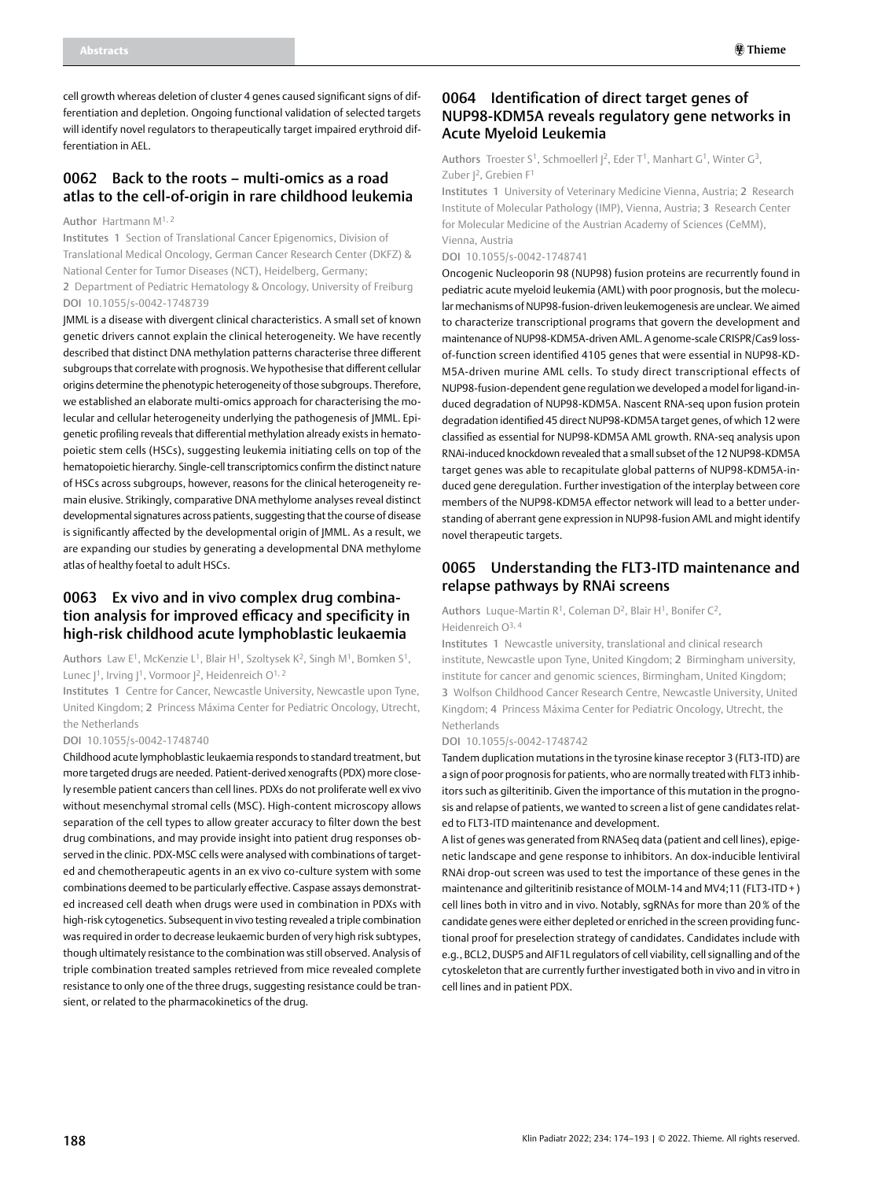cell growth whereas deletion of cluster 4 genes caused significant signs of differentiation and depletion. Ongoing functional validation of selected targets will identify novel regulators to therapeutically target impaired erythroid differentiation in AEL.

## 0062 Back to the roots – multi-omics as a road atlas to the cell-of-origin in rare childhood leukemia

**Author** Hartmann M[1, 2]

**Institutes** 1 Section of Translational Cancer Epigenomics, Division of Translational Medical Oncology, German Cancer Research Center (DKFZ) & National Center for Tumor Diseases (NCT), Heidelberg, Germany; 2 Department of Pediatric Hematology & Oncology, University of Freiburg

**DOI** 10.1055/s-0042-1748739

JMML is a disease with divergent clinical characteristics. A small set of known genetic drivers cannot explain the clinical heterogeneity. We have recently described that distinct DNA methylation patterns characterise three different subgroups that correlate with prognosis. We hypothesise that different cellular origins determine the phenotypic heterogeneity of those subgroups. Therefore, we established an elaborate multi-omics approach for characterising the molecular and cellular heterogeneity underlying the pathogenesis of JMML. Epigenetic profiling reveals that differential methylation already exists in hematopoietic stem cells (HSCs), suggesting leukemia initiating cells on top of the hematopoietic hierarchy. Single-cell transcriptomics confirm the distinct nature of HSCs across subgroups, however, reasons for the clinical heterogeneity remain elusive. Strikingly, comparative DNA methylome analyses reveal distinct developmental signatures across patients, suggesting that the course of disease is significantly affected by the developmental origin of JMML. As a result, we are expanding our studies by generating a developmental DNA methylome atlas of healthy foetal to adult HSCs.

## 0063 Ex vivo and in vivo complex drug combination analysis for improved efficacy and specificity in high-risk childhood acute lymphoblastic leukaemia

**Authors** Law E[1], McKenzie L[1], Blair H[1], Szoltysek K[2], Singh M[1], Bomken S[1], Lunec J[1], Irving J[1], Vormoor J[2], Heidenreich O[1, 2]

**Institutes** 1 Centre for Cancer, Newcastle University, Newcastle upon Tyne, United Kingdom; 2 Princess Máxima Center for Pediatric Oncology, Utrecht, the Netherlands

**DOI** 10.1055/s-0042-1748740

Childhood acute lymphoblastic leukaemia responds to standard treatment, but more targeted drugs are needed. Patient-derived xenografts (PDX) more closely resemble patient cancers than cell lines. PDXs do not proliferate well ex vivo without mesenchymal stromal cells (MSC). High-content microscopy allows separation of the cell types to allow greater accuracy to filter down the best drug combinations, and may provide insight into patient drug responses observed in the clinic. PDX-MSC cells were analysed with combinations of targeted and chemotherapeutic agents in an ex vivo co-culture system with some combinations deemed to be particularly effective. Caspase assays demonstrated increased cell death when drugs were used in combination in PDXs with high-risk cytogenetics. Subsequent in vivo testing revealed a triple combination was required in order to decrease leukaemic burden of very high risk subtypes, though ultimately resistance to the combination was still observed. Analysis of triple combination treated samples retrieved from mice revealed complete resistance to only one of the three drugs, suggesting resistance could be transient, or related to the pharmacokinetics of the drug.

## 0064 Identification of direct target genes of NUP98-KDM5A reveals regulatory gene networks in Acute Myeloid Leukemia

**Authors** Troester S[1], Schmoellerl J[2], Eder T[1], Manhart G[1], Winter G[3], Zuber J[2], Grebien F[1]

**Institutes** 1 University of Veterinary Medicine Vienna, Austria; 2 Research Institute of Molecular Pathology (IMP), Vienna, Austria; 3 Research Center for Molecular Medicine of the Austrian Academy of Sciences (CeMM), Vienna, Austria

**DOI** 10.1055/s-0042-1748741

Oncogenic Nucleoporin 98 (NUP98) fusion proteins are recurrently found in pediatric acute myeloid leukemia (AML) with poor prognosis, but the molecular mechanisms of NUP98-fusion-driven leukemogenesis are unclear. We aimed to characterize transcriptional programs that govern the development and maintenance of NUP98-KDM5A-driven AML. A genome-scale CRISPR/Cas9 loss-of-function screen identified 4105 genes that were essential in NUP98-KDM5A-driven murine AML cells. To study direct transcriptional effects of NUP98-fusion-dependent gene regulation we developed a model for ligand-induced degradation of NUP98-KDM5A. Nascent RNA-seq upon fusion protein degradation identified 45 direct NUP98-KDM5A target genes, of which 12 were classified as essential for NUP98-KDM5A AML growth. RNA-seq analysis upon RNAi-induced knockdown revealed that a small subset of the 12 NUP98-KDM5A target genes was able to recapitulate global patterns of NUP98-KDM5A-induced gene deregulation. Further investigation of the interplay between core members of the NUP98-KDM5A effector network will lead to a better understanding of aberrant gene expression in NUP98-fusion AML and might identify novel therapeutic targets.

## 0065 Understanding the FLT3-ITD maintenance and relapse pathways by RNAi screens

**Authors** Luque-Martin R[1], Coleman D[2], Blair H[1], Bonifer C[2], Heidenreich O[3, 4]

**Institutes** 1 Newcastle university, translational and clinical research institute, Newcastle upon Tyne, United Kingdom; 2 Birmingham university, institute for cancer and genomic sciences, Birmingham, United Kingdom; 3 Wolfson Childhood Cancer Research Centre, Newcastle University, United Kingdom; 4 Princess Máxima Center for Pediatric Oncology, Utrecht, the Netherlands

**DOI** 10.1055/s-0042-1748742

Tandem duplication mutations in the tyrosine kinase receptor 3 (FLT3-ITD) are a sign of poor prognosis for patients, who are normally treated with FLT3 inhibitors such as gilteritinib. Given the importance of this mutation in the prognosis and relapse of patients, we wanted to screen a list of gene candidates related to FLT3-ITD maintenance and development.

A list of genes was generated from RNASeq data (patient and cell lines), epigenetic landscape and gene response to inhibitors. An dox-inducible lentiviral RNAi drop-out screen was used to test the importance of these genes in the maintenance and gilteritinib resistance of MOLM-14 and MV4;11 (FLT3-ITD+) cell lines both in vitro and in vivo. Notably, sgRNAs for more than 20% of the candidate genes were either depleted or enriched in the screen providing functional proof for preselection strategy of candidates. Candidates include with e.g., BCL2, DUSP5 and AIF1L regulators of cell viability, cell signalling and of the cytoskeleton that are currently further investigated both in vivo and in vitro in cell lines and in patient PDX.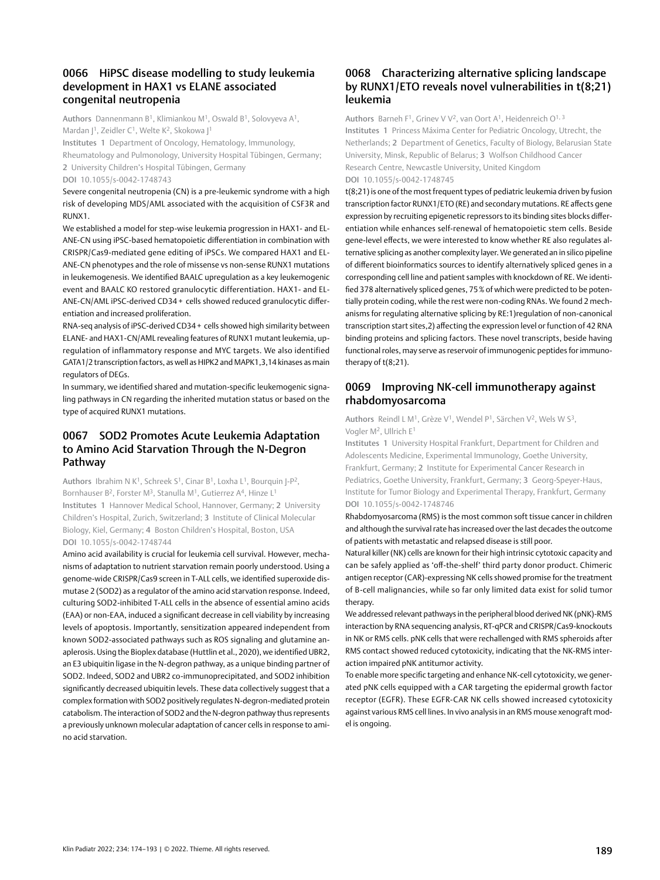## 0066 HiPSC disease modelling to study leukemia development in HAX1 vs ELANE associated congenital neutropenia

**Authors** Dannenmann B[1], Klimiankou M[1], Oswald B[1], Solovyeva A[1], Mardan J[1], Zeidler C[1], Welte K[2], Skokowa J[1]

**Institutes** 1 Department of Oncology, Hematology, Immunology, Rheumatology and Pulmonology, University Hospital Tübingen, Germany; 2 University Children's Hospital Tübingen, Germany

**DOI** 10.1055/s-0042-1748743

Severe congenital neutropenia (CN) is a pre-leukemic syndrome with a high risk of developing MDS/AML associated with the acquisition of CSF3R and RUNX1.

We established a model for step-wise leukemia progression in HAX1- and ELANE-CN using iPSC-based hematopoietic differentiation in combination with CRISPR/Cas9-mediated gene editing of iPSCs. We compared HAX1 and ELANE-CN phenotypes and the role of missense vs non-sense RUNX1 mutations in leukemogenesis. We identified BAALC upregulation as a key leukemogenic event and BAALC KO restored granulocytic differentiation. HAX1- and ELANE-CN/AML iPSC-derived CD34 + cells showed reduced granulocytic differentiation and increased proliferation.

RNA-seq analysis of iPSC-derived CD34 + cells showed high similarity between ELANE- and HAX1-CN/AML revealing features of RUNX1 mutant leukemia, upregulation of inflammatory response and MYC targets. We also identified GATA1/2 transcription factors, as well as HIPK2 and MAPK1,3,14 kinases as main regulators of DEGs.

In summary, we identified shared and mutation-specific leukemogenic signaling pathways in CN regarding the inherited mutation status or based on the type of acquired RUNX1 mutations.

## 0067 SOD2 Promotes Acute Leukemia Adaptation to Amino Acid Starvation Through the N-Degron Pathway

**Authors** Ibrahim N K[1], Schreek S[1], Cinar B[1], Loxha L[1], Bourquin J-P[2], Bornhauser B[2], Forster M[3], Stanulla M[1], Gutierrez A[4], Hinze L[1]

**Institutes** 1 Hannover Medical School, Hannover, Germany; 2 University Children's Hospital, Zurich, Switzerland; 3 Institute of Clinical Molecular Biology, Kiel, Germany; 4 Boston Children's Hospital, Boston, USA

**DOI** 10.1055/s-0042-1748744

Amino acid availability is crucial for leukemia cell survival. However, mechanisms of adaptation to nutrient starvation remain poorly understood. Using a genome-wide CRISPR/Cas9 screen in T-ALL cells, we identified superoxide dismutase 2 (SOD2) as a regulator of the amino acid starvation response. Indeed, culturing SOD2-inhibited T-ALL cells in the absence of essential amino acids (EAA) or non-EAA, induced a significant decrease in cell viability by increasing levels of apoptosis. Importantly, sensitization appeared independent from known SOD2-associated pathways such as ROS signaling and glutamine anaplerosis. Using the Bioplex database (Huttlin et al., 2020), we identified UBR2, an E3 ubiquitin ligase in the N-degron pathway, as a unique binding partner of SOD2. Indeed, SOD2 and UBR2 co-immunoprecipitated, and SOD2 inhibition significantly decreased ubiquitin levels. These data collectively suggest that a complex formation with SOD2 positively regulates N-degron-mediated protein catabolism. The interaction of SOD2 and the N-degron pathway thus represents a previously unknown molecular adaptation of cancer cells in response to amino acid starvation.

## 0068 Characterizing alternative splicing landscape by RUNX1/ETO reveals novel vulnerabilities in t(8;21) leukemia

**Authors** Barneh F[1], Grinev V V[2], van Oort A[1], Heidenreich O[1,3]

**Institutes** 1 Princess Máxima Center for Pediatric Oncology, Utrecht, the Netherlands; 2 Department of Genetics, Faculty of Biology, Belarusian State University, Minsk, Republic of Belarus; 3 Wolfson Childhood Cancer Research Centre, Newcastle University, United Kingdom

**DOI** 10.1055/s-0042-1748745

t(8;21) is one of the most frequent types of pediatric leukemia driven by fusion transcription factor RUNX1/ETO (RE) and secondary mutations. RE affects gene expression by recruiting epigenetic repressors to its binding sites blocks differentiation while enhances self-renewal of hematopoietic stem cells. Beside gene-level effects, we were interested to know whether RE also regulates alternative splicing as another complexity layer. We generated an in silico pipeline of different bioinformatics sources to identify alternatively spliced genes in a corresponding cell line and patient samples with knockdown of RE. We identified 378 alternatively spliced genes, 75 % of which were predicted to be potentially protein coding, while the rest were non-coding RNAs. We found 2 mechanisms for regulating alternative splicing by RE:1)regulation of non-canonical transcription start sites,2) affecting the expression level or function of 42 RNA binding proteins and splicing factors. These novel transcripts, beside having functional roles, may serve as reservoir of immunogenic peptides for immunotherapy of t(8;21).

## 0069 Improving NK-cell immunotherapy against rhabdomyosarcoma

**Authors** Reindl L M[1], Grèze V[1], Wendel P[1], Särchen V[2], Wels W S[3], Vogler M[2], Ullrich E[1]

**Institutes** 1 University Hospital Frankfurt, Department for Children and Adolescents Medicine, Experimental Immunology, Goethe University, Frankfurt, Germany; 2 Institute for Experimental Cancer Research in Pediatrics, Goethe University, Frankfurt, Germany; 3 Georg-Speyer-Haus, Institute for Tumor Biology and Experimental Therapy, Frankfurt, Germany

**DOI** 10.1055/s-0042-1748746

Rhabdomyosarcoma (RMS) is the most common soft tissue cancer in children and although the survival rate has increased over the last decades the outcome of patients with metastatic and relapsed disease is still poor.

Natural killer (NK) cells are known for their high intrinsic cytotoxic capacity and can be safely applied as 'off-the-shelf' third party donor product. Chimeric antigen receptor (CAR)-expressing NK cells showed promise for the treatment of B-cell malignancies, while so far only limited data exist for solid tumor therapy.

We addressed relevant pathways in the peripheral blood derived NK (pNK)-RMS interaction by RNA sequencing analysis, RT-qPCR and CRISPR/Cas9-knockouts in NK or RMS cells. pNK cells that were rechallenged with RMS spheroids after RMS contact showed reduced cytotoxicity, indicating that the NK-RMS interaction impaired pNK antitumor activity.

To enable more specific targeting and enhance NK-cell cytotoxicity, we generated pNK cells equipped with a CAR targeting the epidermal growth factor receptor (EGFR). These EGFR-CAR NK cells showed increased cytotoxicity against various RMS cell lines. In vivo analysis in an RMS mouse xenograft model is ongoing.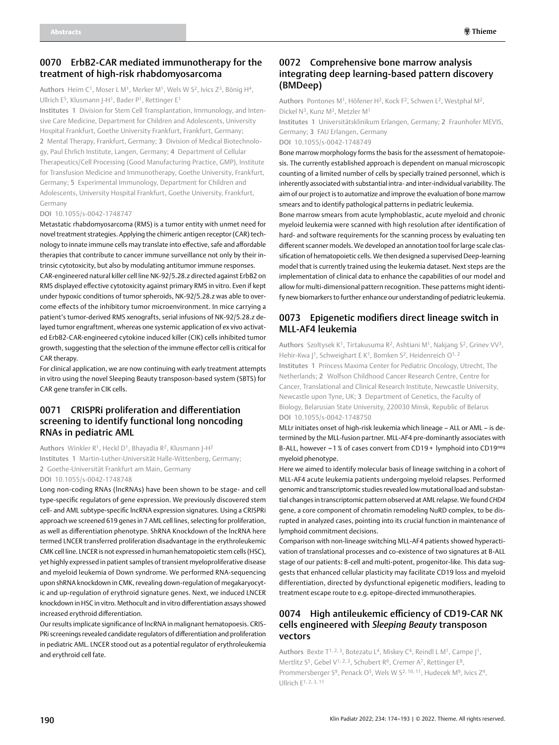## 0070 ErbB2-CAR mediated immunotherapy for the treatment of high-risk rhabdomyosarcoma

**Authors** Heim C[1], Moser L M[1], Merker M[1], Wels W S[2], Ivics Z[3], Bönig H[4], Ullrich E[5], Klusmann J-H[1], Bader P[1], Rettinger E[1]

**Institutes** 1 Division for Stem Cell Transplantation, Immunology, and Intensive Care Medicine, Department for Children and Adolescents, University Hospital Frankfurt, Goethe University Frankfurt, Frankfurt, Germany; 2 Mental Therapy, Frankfurt, Germany; 3 Division of Medical Biotechnology, Paul Ehrlich Institute, Langen, Germany; 4 Department of Cellular Therapeutics/Cell Processing (Good Manufacturing Practice, GMP), Institute for Transfusion Medicine and Immunotherapy, Goethe University, Frankfurt, Germany; 5 Experimental Immunology, Department for Children and Adolescents, University Hospital Frankfurt, Goethe University, Frankfurt, Germany

**DOI** 10.1055/s-0042-1748747

Metastatic rhabdomyosarcoma (RMS) is a tumor entity with unmet need for novel treatment strategies. Applying the chimeric antigen receptor (CAR) technology to innate immune cells may translate into effective, safe and affordable therapies that contribute to cancer immune surveillance not only by their intrinsic cytotoxicity, but also by modulating antitumor immune responses.

CAR-engineered natural killer cell line NK-92/5.28.z directed against ErbB2 on RMS displayed effective cytotoxicity against primary RMS in vitro. Even if kept under hypoxic conditions of tumor spheroids, NK-92/5.28.z was able to overcome effects of the inhibitory tumor microenvironment. In mice carrying a patient's tumor-derived RMS xenografts, serial infusions of NK-92/5.28.z delayed tumor engraftment, whereas one systemic application of ex vivo activated ErbB2-CAR-engineered cytokine induced killer (CIK) cells inhibited tumor growth, suggesting that the selection of the immune effector cell is critical for CAR therapy.

For clinical application, we are now continuing with early treatment attempts in vitro using the novel Sleeping Beauty transposon-based system (SBTS) for CAR gene transfer in CIK cells.

## 0071 CRISPRi proliferation and differentiation screening to identify functional long noncoding RNAs in pediatric AML

**Authors** Winkler R[1], Heckl D[1], Bhayadia R[2], Klusmann J-H[2]

**Institutes** 1 Martin-Luther-Universität Halle-Wittenberg, Germany; 2 Goethe-Universität Frankfurt am Main, Germany

**DOI** 10.1055/s-0042-1748748

Long non-coding RNAs (lncRNAs) have been shown to be stage- and cell type-specific regulators of gene expression. We previously discovered stem cell- and AML subtype-specific lncRNA expression signatures. Using a CRISPRi approach we screened 619 genes in 7 AML cell lines, selecting for proliferation, as well as differentiation phenotype. ShRNA Knockdown of the lncRNA here termed LNCER transferred proliferation disadvantage in the erythroleukemic CMK cell line. LNCER is not expressed in human hematopoietic stem cells (HSC), yet highly expressed in patient samples of transient myeloproliferative disease and myeloid leukemia of Down syndrome. We performed RNA-sequencing upon shRNA knockdown in CMK, revealing down-regulation of megakaryocytic and up-regulation of erythroid signature genes. Next, we induced LNCER knockdown in HSC in vitro. Methocult and in vitro differentiation assays showed increased erythroid differentiation.

Our results implicate significance of lncRNA in malignant hematopoesis. CRISPRi screenings revealed candidate regulators of differentiation and proliferation in pediatric AML. LNCER stood out as a potential regulator of erythroleukemia and erythroid cell fate.

## 0072 Comprehensive bone marrow analysis integrating deep learning-based pattern discovery (BMDeep)

**Authors** Pontones M[1], Höfener H[2], Kock F[2], Schwen L[2], Westphal M[2], Dickel N[3], Kunz M[3], Metzler M[1]

**Institutes** 1 Universitätsklinikum Erlangen, Germany; 2 Fraunhofer MEVIS, Germany; 3 FAU Erlangen, Germany

**DOI** 10.1055/s-0042-1748749

Bone marrow morphology forms the basis for the assessment of hematopoiesis. The currently established approach is dependent on manual microscopic counting of a limited number of cells by specially trained personnel, which is inherently associated with substantial intra- and inter-individual variability. The aim of our project is to automatize and improve the evaluation of bone marrow smears and to identify pathological patterns in pediatric leukemia.

Bone marrow smears from acute lymphoblastic, acute myeloid and chronic myeloid leukemia were scanned with high resolution after identification of hard- and software requirements for the scanning process by evaluating ten different scanner models. We developed an annotation tool for large scale classification of hematopoietic cells. We then designed a supervised Deep-learning model that is currently trained using the leukemia dataset. Next steps are the implementation of clinical data to enhance the capabilities of our model and allow for multi-dimensional pattern recognition. These patterns might identify new biomarkers to further enhance our understanding of pediatric leukemia.

## 0073 Epigenetic modifiers direct lineage switch in MLL-AF4 leukemia

**Authors** Szoltysek K[1], Tirtakusuma R[2], Ashtiani M[1], Nakjang S[2], Grinev VV[3], Hehir-Kwa J[1], Schweighart E K[1], Bomken S[2], Heidenreich O[1, 2]

**Institutes** 1 Princess Maxima Center for Pediatric Oncology, Utrecht, The Netherlands; 2 Wolfson Childhood Cancer Research Centre, Centre for Cancer, Translational and Clinical Research Institute, Newcastle University, Newcastle upon Tyne, UK; 3 Department of Genetics, the Faculty of Biology, Belarusian State University, 220030 Minsk, Republic of Belarus

**DOI** 10.1055/s-0042-1748750

MLLr initiates onset of high-risk leukemia which lineage – ALL or AML – is determined by the MLL-fusion partner. MLL-AF4 pre-dominantly associates with B-ALL, however ~1 % of cases convert from CD19 + lymphoid into CD19$^{neg}$ myeloid phenotype.

Here we aimed to identify molecular basis of lineage switching in a cohort of MLL-AF4 acute leukemia patients undergoing myeloid relapses. Performed genomic and transcriptomic studies revealed low mutational load and substantial changes in transcriptomic pattern observed at AML relapse. We found *CHD4* gene, a core component of chromatin remodeling NuRD complex, to be disrupted in analyzed cases, pointing into its crucial function in maintenance of lymphoid commitment decisions.

Comparison with non-lineage switching MLL-AF4 patients showed hyperactivation of translational processes and co-existence of two signatures at B-ALL stage of our patients: B-cell and multi-potent, progenitor-like. This data suggests that enhanced cellular plasticity may facilitate CD19 loss and myeloid differentiation, directed by dysfunctional epigenetic modifiers, leading to treatment escape route to e.g. epitope-directed immunotherapies.

## 0074 High antileukemic efficiency of CD19-CAR NK cells engineered with *Sleeping Beauty* transposon vectors

**Authors** Bexte T[1, 2, 3], Botezatu L[4], Miskey C[4], Reindl L M[1], Campe J[1], Mertlitz S[5], Gebel V[1, 2, 3], Schubert R[6], Cremer A[7], Rettinger E[8], Prommersberger S[9], Penack O[5], Wels W S[2, 10, 11], Hudecek M[9], Ivics Z[4], Ullrich E[1, 2, 3, 11]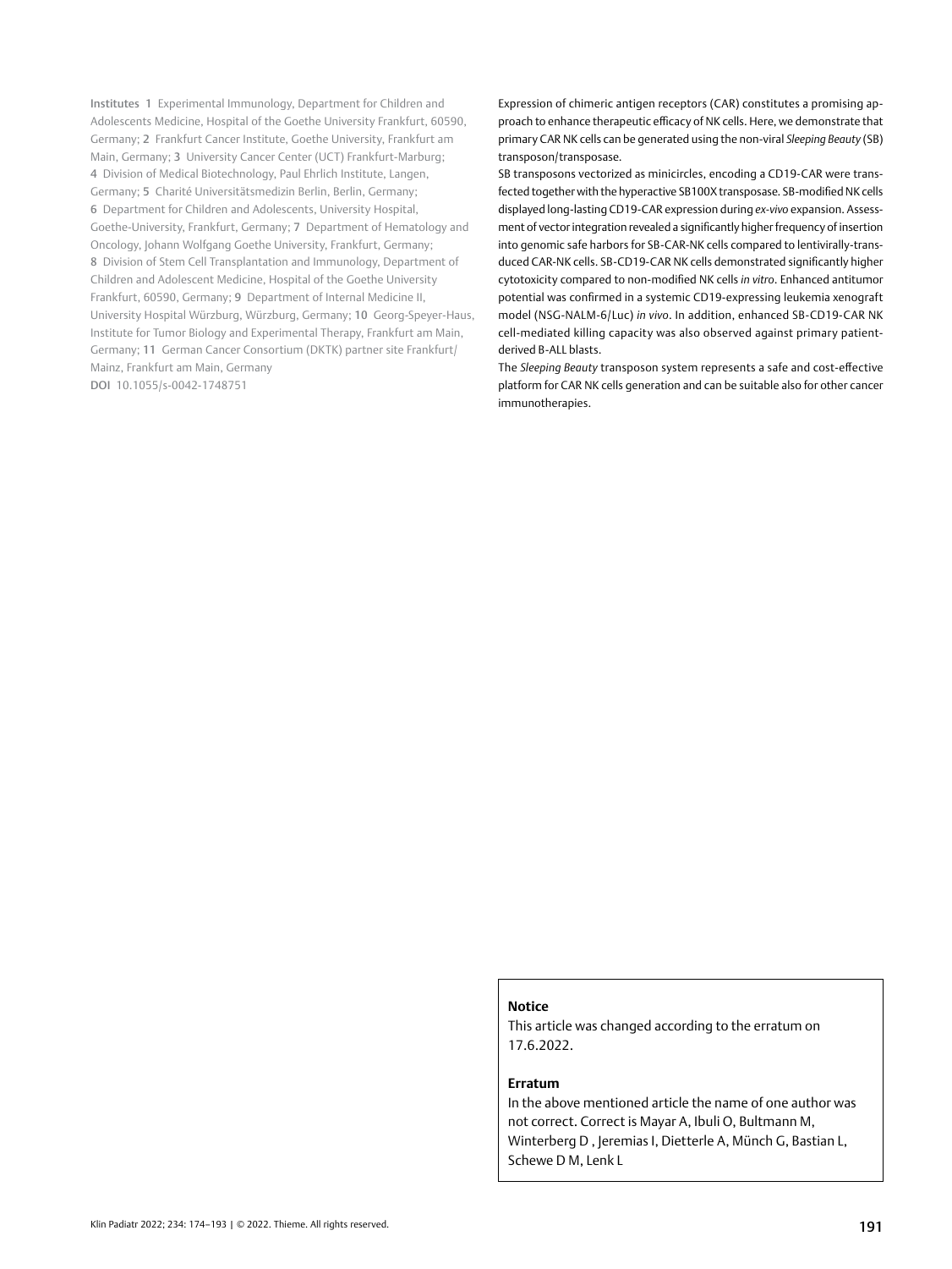**Institutes** 1 Experimental Immunology, Department for Children and Adolescents Medicine, Hospital of the Goethe University Frankfurt, 60590, Germany; 2 Frankfurt Cancer Institute, Goethe University, Frankfurt am Main, Germany; 3 University Cancer Center (UCT) Frankfurt-Marburg; 4 Division of Medical Biotechnology, Paul Ehrlich Institute, Langen, Germany; 5 Charité Universitätsmedizin Berlin, Berlin, Germany; 6 Department for Children and Adolescents, University Hospital, Goethe-University, Frankfurt, Germany; 7 Department of Hematology and Oncology, Johann Wolfgang Goethe University, Frankfurt, Germany; 8 Division of Stem Cell Transplantation and Immunology, Department of Children and Adolescent Medicine, Hospital of the Goethe University Frankfurt, 60590, Germany; 9 Department of Internal Medicine II, University Hospital Würzburg, Würzburg, Germany; 10 Georg-Speyer-Haus, Institute for Tumor Biology and Experimental Therapy, Frankfurt am Main, Germany; 11 German Cancer Consortium (DKTK) partner site Frankfurt/Mainz, Frankfurt am Main, Germany

**DOI** 10.1055/s-0042-1748751

Expression of chimeric antigen receptors (CAR) constitutes a promising approach to enhance therapeutic efficacy of NK cells. Here, we demonstrate that primary CAR NK cells can be generated using the non-viral *Sleeping Beauty* (SB) transposon/transposase.

SB transposons vectorized as minicircles, encoding a CD19-CAR were transfected together with the hyperactive SB100X transposase. SB-modified NK cells displayed long-lasting CD19-CAR expression during *ex-vivo* expansion. Assessment of vector integration revealed a significantly higher frequency of insertion into genomic safe harbors for SB-CAR-NK cells compared to lentivirally-transduced CAR-NK cells. SB-CD19-CAR NK cells demonstrated significantly higher cytotoxicity compared to non-modified NK cells *in vitro*. Enhanced antitumor potential was confirmed in a systemic CD19-expressing leukemia xenograft model (NSG-NALM-6/Luc) *in vivo*. In addition, enhanced SB-CD19-CAR NK cell-mediated killing capacity was also observed against primary patient-derived B-ALL blasts.

The *Sleeping Beauty* transposon system represents a safe and cost-effective platform for CAR NK cells generation and can be suitable also for other cancer immunotherapies.

**Notice**

This article was changed according to the erratum on 17.6.2022.

**Erratum**

In the above mentioned article the name of one author was not correct. Correct is Mayar A, Ibuli O, Bultmann M, Winterberg D , Jeremias I, Dietterle A, Münch G, Bastian L, Schewe D M, Lenk L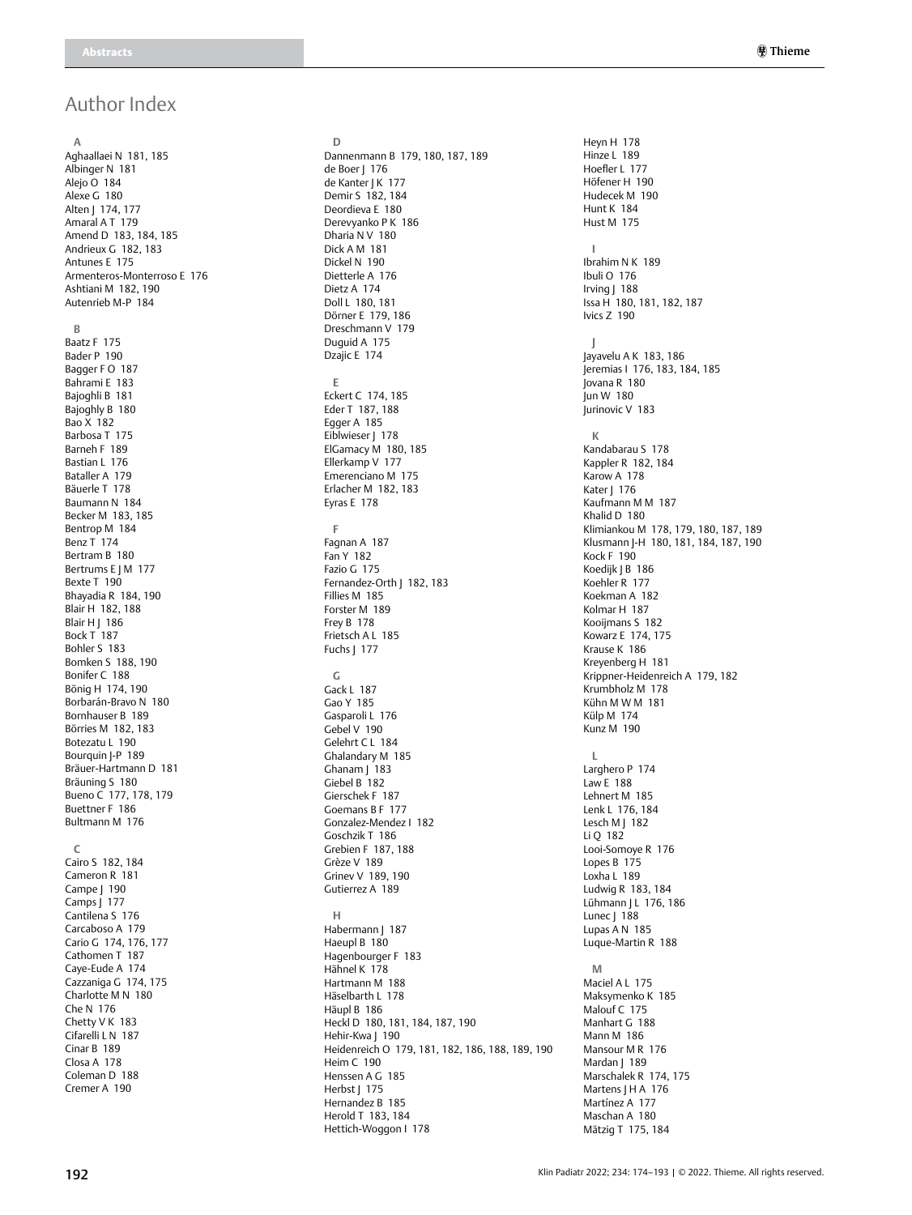# Author Index

**A**

Aghaallaei N 181, 185
Albinger N 181
Alejo O 184
Alexe G 180
Alten J 174, 177
Amaral A T 179
Amend D 183, 184, 185
Andrieux G 182, 183
Antunes E 175
Armenteros-Monterroso E 176
Ashtiani M 182, 190
Autenrieb M-P 184

**B**

Baatz F 175
Bader P 190
Bagger F O 187
Bahrami E 183
Bajoghli B 181
Bajoghly B 180
Bao X 182
Barbosa T 175
Barneh F 189
Bastian L 176
Bataller A 179
Bäuerle T 178
Baumann N 184
Becker M 183, 185
Bentrop M 184
Benz T 174
Bertram B 180
Bertrums E J M 177
Bexte T 190
Bhayadia R 184, 190
Blair H 182, 188
Blair H J 186
Bock T 187
Bohler S 183
Bomken S 188, 190
Bonifer C 188
Bönig H 174, 190
Borbarán-Bravo N 180
Bornhauser B 189
Börries M 182, 183
Botezatu L 190
Bourquin J-P 189
Bräuer-Hartmann D 181
Bräuning S 180
Bueno C 177, 178, 179
Buettner F 186
Bultmann M 176

**C**

Cairo S 182, 184
Cameron R 181
Campe J 190
Camps J 177
Cantilena S 176
Carcaboso A 179
Cario G 174, 176, 177
Cathomen T 187
Caye-Eude A 174
Cazzaniga G 174, 175
Charlotte M N 180
Che N 176
Chetty V K 183
Cifarelli L N 187
Cinar B 189
Closa A 178
Coleman D 188
Cremer A 190

**D**

Dannenmann B 179, 180, 187, 189
de Boer J 176
de Kanter J K 177
Demir S 182, 184
Deordieva E 180
Derevyanko P K 186
Dharia N V 180
Dick A M 181
Dickel N 190
Dietterle A 176
Dietz A 174
Doll L 180, 181
Dörner E 179, 186
Dreschmann V 179
Duguid A 175
Dzajic E 174

**E**

Eckert C 174, 185
Eder T 187, 188
Egger A 185
Eiblwieser J 178
ElGamacy M 180, 185
Ellerkamp V 177
Emerenciano M 175
Erlacher M 182, 183
Eyras E 178

**F**

Fagnan A 187
Fan Y 182
Fazio G 175
Fernandez-Orth J 182, 183
Fillies M 185
Forster M 189
Frey B 178
Frietsch A L 185
Fuchs J 177

**G**

Gack L 187
Gao Y 185
Gasparoli L 176
Gebel V 190
Gelehrt C L 184
Ghalandary M 185
Ghanam J 183
Giebel B 182
Gierschek F 187
Goemans B F 177
Gonzalez-Mendez I 182
Goschzik T 186
Grebien F 187, 188
Grèze V 189
Grinev V 189, 190
Gutierrez A 189

**H**

Habermann J 187
Haeupl B 180
Hagenbourger F 183
Hähnel K 178
Hartmann M 188
Häselbarth L 178
Häupl B 186
Heckl D 180, 181, 184, 187, 190
Hehir-Kwa J 190
Heidenreich O 179, 181, 182, 186, 188, 189, 190
Heim C 190
Henssen A G 185
Herbst J 175
Hernandez B 185
Herold T 183, 184
Hettich-Woggon I 178
Heyn H 178
Hinze L 189
Hoefler L 177
Höfener H 190
Hudecek M 190
Hunt K 184
Hust M 175

**I**

Ibrahim N K 189
Ibuli O 176
Irving J 188
Issa H 180, 181, 182, 187
Ivics Z 190

**J**

Jayavelu A K 183, 186
Jeremias I 176, 183, 184, 185
Jovana R 180
Jun W 180
Jurinovic V 183

**K**

Kandabarau S 178
Kappler R 182, 184
Karow A 178
Kater J 176
Kaufmann M M 187
Khalid D 180
Klimiankou M 178, 179, 180, 187, 189
Klusmann J-H 180, 181, 184, 187, 190
Kock F 190
Koedijk J B 186
Koehler R 177
Koekman A 182
Kolmar H 187
Kooijmans S 182
Kowarz E 174, 175
Krause K 186
Kreyenberg H 181
Krippner-Heidenreich A 179, 182
Krumbholz M 178
Kühn M W M 181
Külp M 174
Kunz M 190

**L**

Larghero P 174
Law E 188
Lehnert M 185
Lenk L 176, 184
Lesch M J 182
Li Q 182
Looi-Somoye R 176
Lopes B 175
Loxha L 189
Ludwig R 183, 184
Lühmann J L 176, 186
Lunec J 188
Lupas A N 185
Luque-Martin R 188

**M**

Maciel A L 175
Maksymenko K 185
Malouf C 175
Manhart G 188
Mann M 186
Mansour M R 176
Mardan J 189
Marschalek R 174, 175
Martens J H A 176
Martínez A 177
Maschan A 180
Mätzig T 175, 184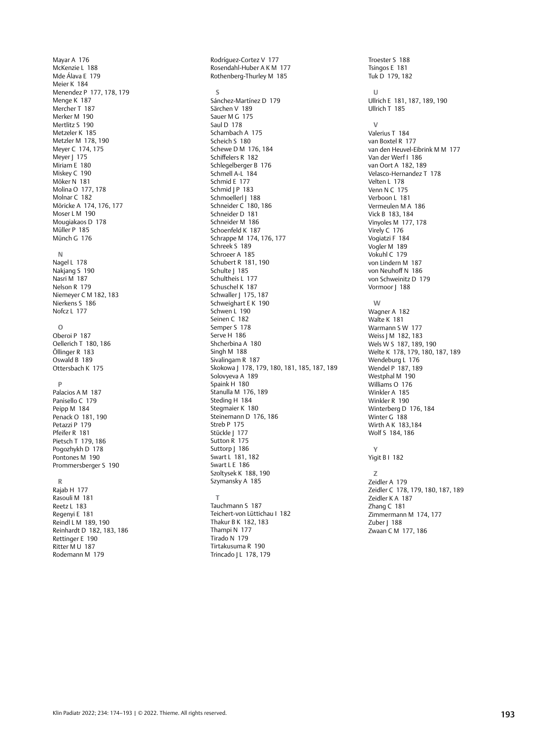Mayar A 176
McKenzie L 188
Mde Álava E 179
Meier K 184
Menendez P 177, 178, 179
Menge K 187
Mercher T 187
Merker M 190
Mertlitz S 190
Metzeler K 185
Metzler M 178, 190
Meyer C 174, 175
Meyer J 175
Miriam E 180
Miskey C 190
Möker N 181
Molina O 177, 178
Molnar C 182
Möricke A 174, 176, 177
Moser L M 190
Mougiakaos D 178
Müller P 185
Münch G 176

N

Nagel L 178
Nakjang S 190
Nasri M 187
Nelson R 179
Niemeyer C M 182, 183
Nierkens S 186
Nofcz L 177

O

Oberoi P 187
Oellerich T 180, 186
Öllinger R 183
Oswald B 189
Ottersbach K 175

P

Palacios A M 187
Panisello C 179
Peipp M 184
Penack O 181, 190
Petazzi P 179
Pfeifer R 181
Pietsch T 179, 186
Pogozhykh D 178
Pontones M 190
Prommersberger S 190

R

Rajab H 177
Rasouli M 181
Reetz L 183
Regenyi E 181
Reindl L M 189, 190
Reinhardt D 182, 183, 186
Rettinger E 190
Ritter M U 187
Rodemann M 179
Rodríguez-Cortez V 177
Rosendahl-Huber A K M 177
Rothenberg-Thurley M 185

S

Sánchez-Martínez D 179
Särchen V 189
Sauer M G 175
Saul D 178
Schambach A 175
Scheich S 180
Schewe D M 176, 184
Schiffelers R 182
Schlegelberger B 176
Schmell A-L 184
Schmid E 177
Schmid J P 183
Schmoellerl J 188
Schneider C 180, 186
Schneider D 181
Schneider M 186
Schoenfeld K 187
Schrappe M 174, 176, 177
Schreek S 189
Schroeer A 185
Schubert R 181, 190
Schulte J 185
Schultheis L 177
Schuschel K 187
Schwaller J 175, 187
Schweighart E K 190
Schwen L 190
Seinen C 182
Semper S 178
Serve H 186
Shcherbina A 180
Singh M 188
Sivalingam R 187
Skokowa J 178, 179, 180, 181, 185, 187, 189
Solovyeva A 189
Spaink H 180
Stanulla M 176, 189
Steding H 184
Stegmaier K 180
Steinemann D 176, 186
Streb P 175
Stückle J 177
Sutton R 175
Suttorp J 186
Swart L 181, 182
Swart L E 186
Szoltysek K 188, 190
Szymansky A 185

T

Tauchmann S 187
Teichert-von Lüttichau I 182
Thakur B K 182, 183
Thampi N 177
Tirado N 179
Tirtakusuma R 190
Trincado J L 178, 179
Troester S 188
Tsingos E 181
Tuk D 179, 182

U

Ullrich E 181, 187, 189, 190
Ullrich T 185

V

Valerius T 184
van Boxtel R 177
van den Heuvel-Eibrink M M 177
Van der Werf I 186
van Oort A 182, 189
Velasco-Hernandez T 178
Velten L 178
Venn N C 175
Verboon L 181
Vermeulen M A 186
Vick B 183, 184
Vinyoles M 177, 178
Virely C 176
Vogiatzi F 184
Vogler M 189
Vokuhl C 179
von Lindern M 187
von Neuhoff N 186
von Schweinitz D 179
Vormoor J 188

W

Wagner A 182
Walte K 181
Warmann S W 177
Weiss J M 182, 183
Wels W S 187, 189, 190
Welte K 178, 179, 180, 187, 189
Wendeburg L 176
Wendel P 187, 189
Westphal M 190
Williams O 176
Winkler A 185
Winkler R 190
Winterberg D 176, 184
Winter G 188
Wirth A K 183,184
Wolf S 184, 186

Y

Yigit B I 182

Z

Zeidler A 179
Zeidler C 178, 179, 180, 187, 189
Zeidler K A 187
Zhang C 181
Zimmermann M 174, 177
Zuber J 188
Zwaan C M 177, 186